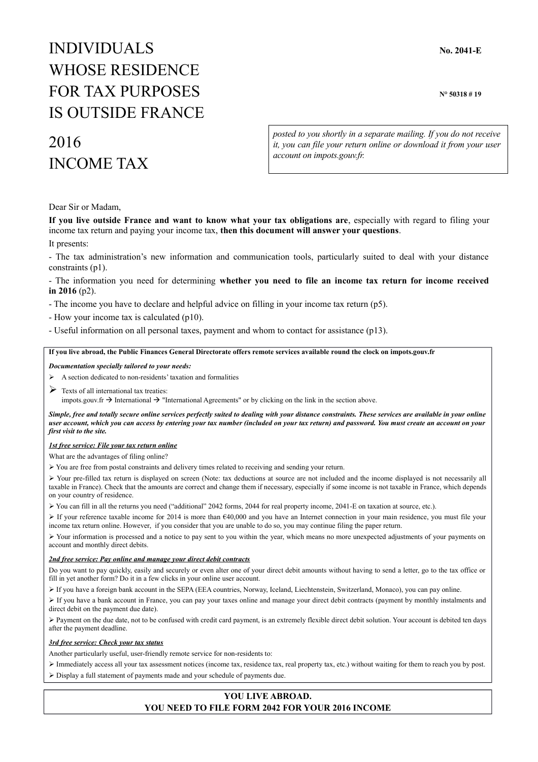# INDIVIDUALS WHOSE RESIDENCE FOR TAX PURPOSES IS OUTSIDE FRANCE

**No. 2041-E**

**N° 50318 # 19**

# 2016 INCOME TAX

*posted to you shortly in a separate mailing. If you do not receive it, you can file your return online or download it from your user account on impots.gouv.fr.*

Dear Sir or Madam,

**If you live outside France and want to know what your tax obligations are**, especially with regard to filing your income tax return and paying your income tax, **then this document will answer your questions**.

It presents:

- The tax administration's new information and communication tools, particularly suited to deal with your distance constraints (p1).
- The information you need for determining **whether you need to file an income tax return for income received in 2016** (p2).
- The income you have to declare and helpful advice on filling in your income tax return (p5).
- How your income tax is calculated (p10).
- Useful information on all personal taxes, payment and whom to contact for assistance (p13).

---

**If you live abroad, the Public Finances General Directorate offers remote services available round the clock on impots.gouv.fr**

***Documentation specially tailored to your needs:***

- A section dedicated to non-residents' taxation and formalities
- Texts of all international tax treaties:
  impots.gouv.fr → International → "International Agreements" or by clicking on the link in the section above.

***Simple, free and totally secure online services perfectly suited to dealing with your distance constraints. These services are available in your online user account, which you can access by entering your tax number (included on your tax return) and password. You must create an account on your first visit to the site.***

***1st free service: File your tax return online***

What are the advantages of filing online?

- You are free from postal constraints and delivery times related to receiving and sending your return.
- Your pre-filled tax return is displayed on screen (Note: tax deductions at source are not included and the income displayed is not necessarily all taxable in France). Check that the amounts are correct and change them if necessary, especially if some income is not taxable in France, which depends on your country of residence.
- You can fill in all the returns you need ("additional" 2042 forms, 2044 for real property income, 2041-E on taxation at source, etc.).
- If your reference taxable income for 2014 is more than €40,000 and you have an Internet connection in your main residence, you must file your income tax return online. However, if you consider that you are unable to do so, you may continue filing the paper return.
- Your information is processed and a notice to pay sent to you within the year, which means no more unexpected adjustments of your payments on account and monthly direct debits.

***2nd free service: Pay online and manage your direct debit contracts***

Do you want to pay quickly, easily and securely or even alter one of your direct debit amounts without having to send a letter, go to the tax office or fill in yet another form? Do it in a few clicks in your online user account.

- If you have a foreign bank account in the SEPA (EEA countries, Norway, Iceland, Liechtenstein, Switzerland, Monaco), you can pay online.
- If you have a bank account in France, you can pay your taxes online and manage your direct debit contracts (payment by monthly instalments and direct debit on the payment due date).
- Payment on the due date, not to be confused with credit card payment, is an extremely flexible direct debit solution. Your account is debited ten days after the payment deadline.

***3rd free service: Check your tax status***

Another particularly useful, user-friendly remote service for non-residents to:

- Immediately access all your tax assessment notices (income tax, residence tax, real property tax, etc.) without waiting for them to reach you by post.
- Display a full statement of payments made and your schedule of payments due.

---

**YOU LIVE ABROAD.
YOU NEED TO FILE FORM 2042 FOR YOUR 2016 INCOME**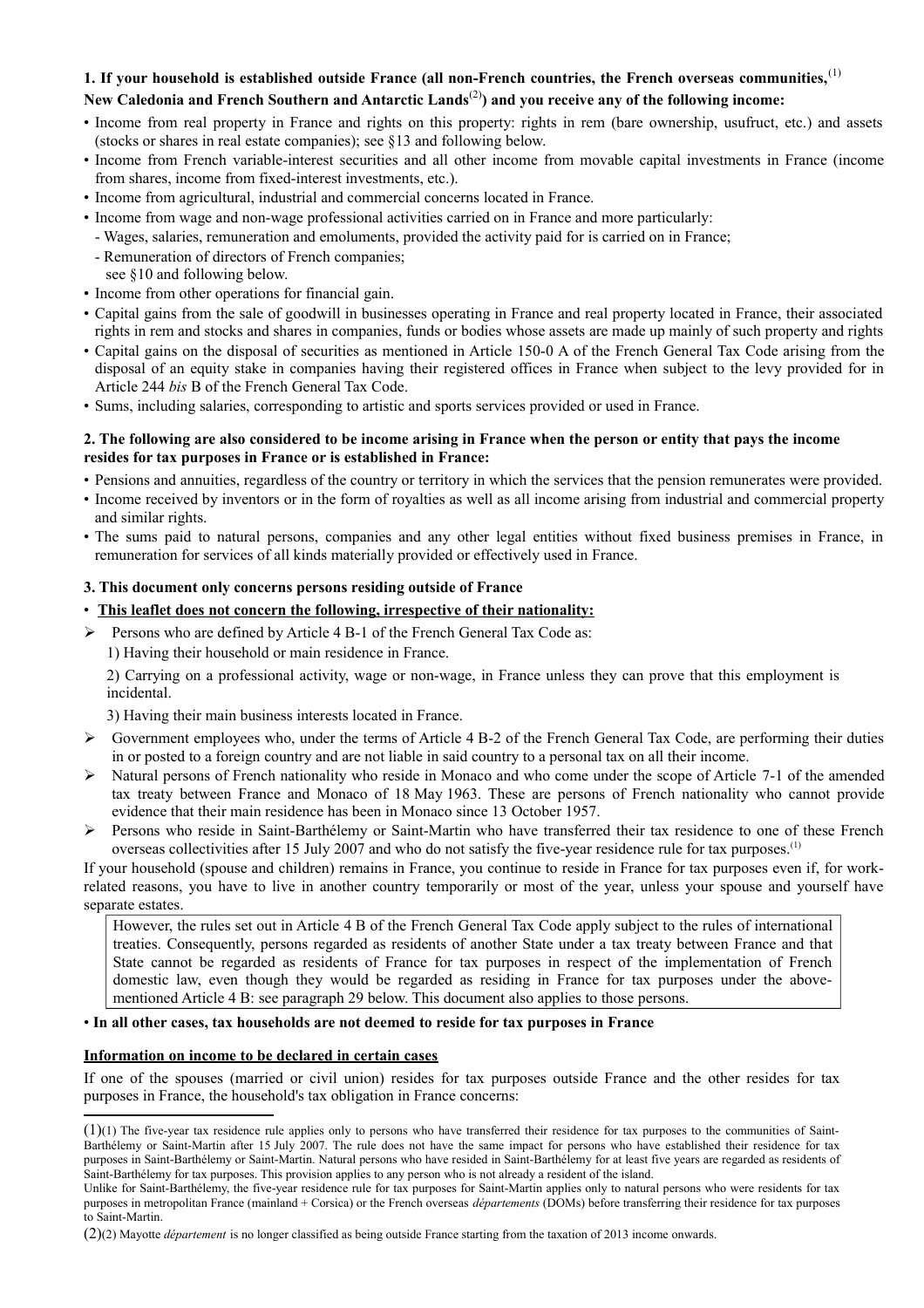**1. If your household is established outside France (all non-French countries, the French overseas communities,**[1] **New Caledonia and French Southern and Antarctic Lands**[2]**) and you receive any of the following income:**

- Income from real property in France and rights on this property: rights in rem (bare ownership, usufruct, etc.) and assets (stocks or shares in real estate companies); see §13 and following below.
- Income from French variable-interest securities and all other income from movable capital investments in France (income from shares, income from fixed-interest investments, etc.).
- Income from agricultural, industrial and commercial concerns located in France.
- Income from wage and non-wage professional activities carried on in France and more particularly:
  - Wages, salaries, remuneration and emoluments, provided the activity paid for is carried on in France;
  - Remuneration of directors of French companies;
  
  see §10 and following below.
- Income from other operations for financial gain.
- Capital gains from the sale of goodwill in businesses operating in France and real property located in France, their associated rights in rem and stocks and shares in companies, funds or bodies whose assets are made up mainly of such property and rights
- Capital gains on the disposal of securities as mentioned in Article 150-0 A of the French General Tax Code arising from the disposal of an equity stake in companies having their registered offices in France when subject to the levy provided for in Article 244 *bis* B of the French General Tax Code.
- Sums, including salaries, corresponding to artistic and sports services provided or used in France.

**2. The following are also considered to be income arising in France when the person or entity that pays the income resides for tax purposes in France or is established in France:**

- Pensions and annuities, regardless of the country or territory in which the services that the pension remunerates were provided.
- Income received by inventors or in the form of royalties as well as all income arising from industrial and commercial property and similar rights.
- The sums paid to natural persons, companies and any other legal entities without fixed business premises in France, in remuneration for services of all kinds materially provided or effectively used in France.

**3. This document only concerns persons residing outside of France**

- **This leaflet does not concern the following, irrespective of their nationality:**

➢ Persons who are defined by Article 4 B-1 of the French General Tax Code as:

1) Having their household or main residence in France.

2) Carrying on a professional activity, wage or non-wage, in France unless they can prove that this employment is incidental.

3) Having their main business interests located in France.

➢ Government employees who, under the terms of Article 4 B-2 of the French General Tax Code, are performing their duties in or posted to a foreign country and are not liable in said country to a personal tax on all their income.

➢ Natural persons of French nationality who reside in Monaco and who come under the scope of Article 7-1 of the amended tax treaty between France and Monaco of 18 May 1963. These are persons of French nationality who cannot provide evidence that their main residence has been in Monaco since 13 October 1957.

➢ Persons who reside in Saint-Barthélemy or Saint-Martin who have transferred their tax residence to one of these French overseas collectivities after 15 July 2007 and who do not satisfy the five-year residence rule for tax purposes.[1]

If your household (spouse and children) remains in France, you continue to reside in France for tax purposes even if, for work-related reasons, you have to live in another country temporarily or most of the year, unless your spouse and yourself have separate estates.

> However, the rules set out in Article 4 B of the French General Tax Code apply subject to the rules of international treaties. Consequently, persons regarded as residents of another State under a tax treaty between France and that State cannot be regarded as residents of France for tax purposes in respect of the implementation of French domestic law, even though they would be regarded as residing in France for tax purposes under the above-mentioned Article 4 B: see paragraph 29 below. This document also applies to those persons.

- **In all other cases, tax households are not deemed to reside for tax purposes in France**

**Information on income to be declared in certain cases**

If one of the spouses (married or civil union) resides for tax purposes outside France and the other resides for tax purposes in France, the household's tax obligation in France concerns:

---

(1) The five-year tax residence rule applies only to persons who have transferred their residence for tax purposes to the communities of Saint-Barthélemy or Saint-Martin after 15 July 2007. The rule does not have the same impact for persons who have established their residence for tax purposes in Saint-Barthélemy or Saint-Martin. Natural persons who have resided in Saint-Barthélemy for at least five years are regarded as residents of Saint-Barthélemy for tax purposes. This provision applies to any person who is not already a resident of the island.

Unlike for Saint-Barthélemy, the five-year residence rule for tax purposes for Saint-Martin applies only to natural persons who were residents for tax purposes in metropolitan France (mainland + Corsica) or the French overseas *départements* (DOMs) before transferring their residence for tax purposes to Saint-Martin.

(2) Mayotte *département* is no longer classified as being outside France starting from the taxation of 2013 income onwards.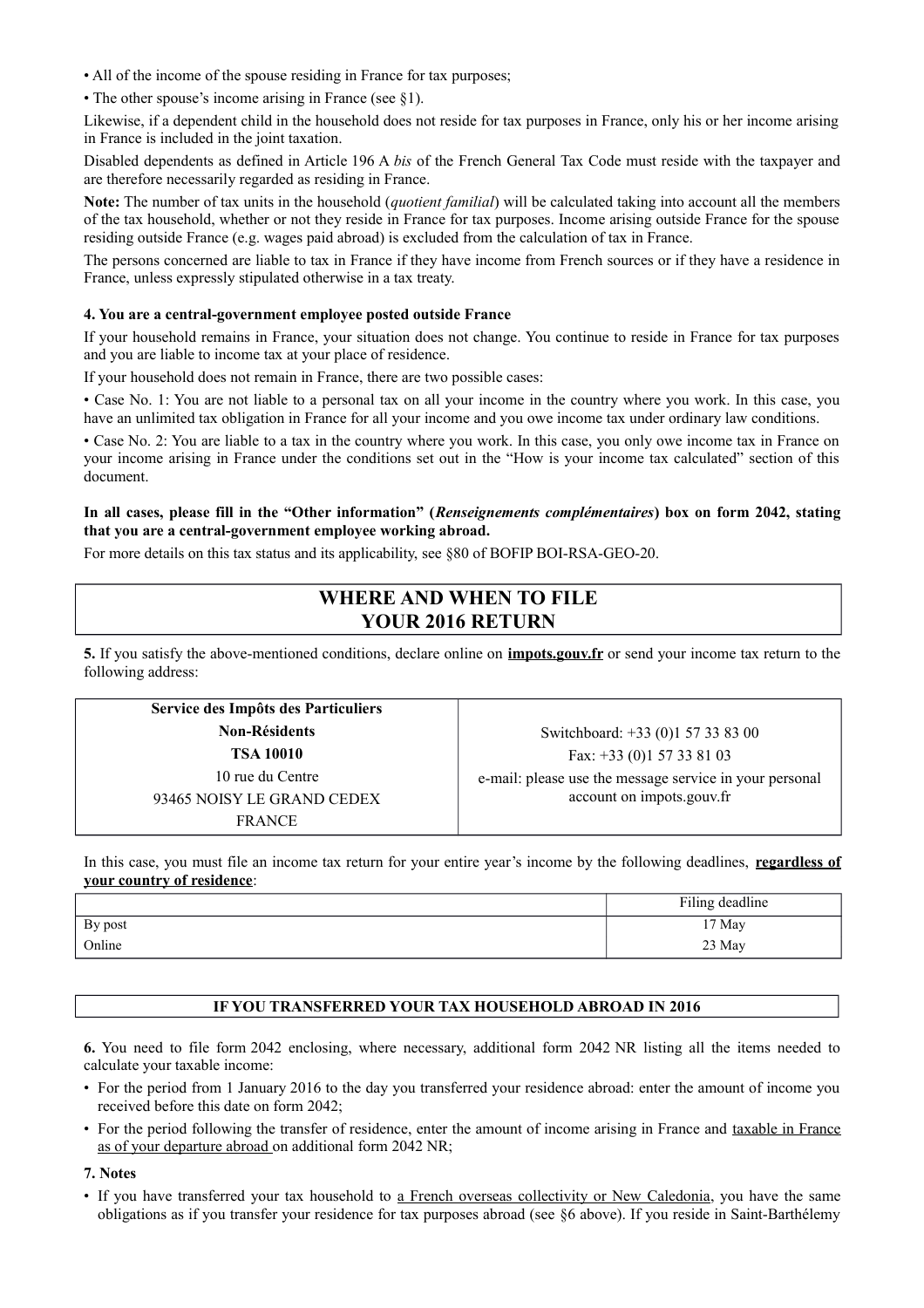• All of the income of the spouse residing in France for tax purposes;

• The other spouse's income arising in France (see §1).

Likewise, if a dependent child in the household does not reside for tax purposes in France, only his or her income arising in France is included in the joint taxation.

Disabled dependents as defined in Article 196 A *bis* of the French General Tax Code must reside with the taxpayer and are therefore necessarily regarded as residing in France.

**Note:** The number of tax units in the household (*quotient familial*) will be calculated taking into account all the members of the tax household, whether or not they reside in France for tax purposes. Income arising outside France for the spouse residing outside France (e.g. wages paid abroad) is excluded from the calculation of tax in France.

The persons concerned are liable to tax in France if they have income from French sources or if they have a residence in France, unless expressly stipulated otherwise in a tax treaty.

#### 4. You are a central-government employee posted outside France

If your household remains in France, your situation does not change. You continue to reside in France for tax purposes and you are liable to income tax at your place of residence.

If your household does not remain in France, there are two possible cases:

• Case No. 1: You are not liable to a personal tax on all your income in the country where you work. In this case, you have an unlimited tax obligation in France for all your income and you owe income tax under ordinary law conditions.

• Case No. 2: You are liable to a tax in the country where you work. In this case, you only owe income tax in France on your income arising in France under the conditions set out in the "How is your income tax calculated" section of this document.

**In all cases, please fill in the "Other information" (*Renseignements complémentaires*) box on form 2042, stating that you are a central-government employee working abroad.**

For more details on this tax status and its applicability, see §80 of BOFIP BOI-RSA-GEO-20.

## WHERE AND WHEN TO FILE YOUR 2016 RETURN

**5.** If you satisfy the above-mentioned conditions, declare online on **impots.gouv.fr** or send your income tax return to the following address:

| | |
|---|---|
| **Service des Impôts des Particuliers**<br>**Non-Résidents**<br>**TSA 10010**<br>10 rue du Centre<br>93465 NOISY LE GRAND CEDEX<br>FRANCE | Switchboard: +33 (0)1 57 33 83 00<br>Fax: +33 (0)1 57 33 81 03<br>e-mail: please use the message service in your personal account on impots.gouv.fr |

In this case, you must file an income tax return for your entire year's income by the following deadlines, **regardless of your country of residence**:

| | Filing deadline |
|---|---|
| By post | 17 May |
| Online | 23 May |

### IF YOU TRANSFERRED YOUR TAX HOUSEHOLD ABROAD IN 2016

**6.** You need to file form 2042 enclosing, where necessary, additional form 2042 NR listing all the items needed to calculate your taxable income:

- For the period from 1 January 2016 to the day you transferred your residence abroad: enter the amount of income you received before this date on form 2042;
- For the period following the transfer of residence, enter the amount of income arising in France and taxable in France as of your departure abroad on additional form 2042 NR;

#### 7. Notes

- If you have transferred your tax household to a French overseas collectivity or New Caledonia, you have the same obligations as if you transfer your residence for tax purposes abroad (see §6 above). If you reside in Saint-Barthélemy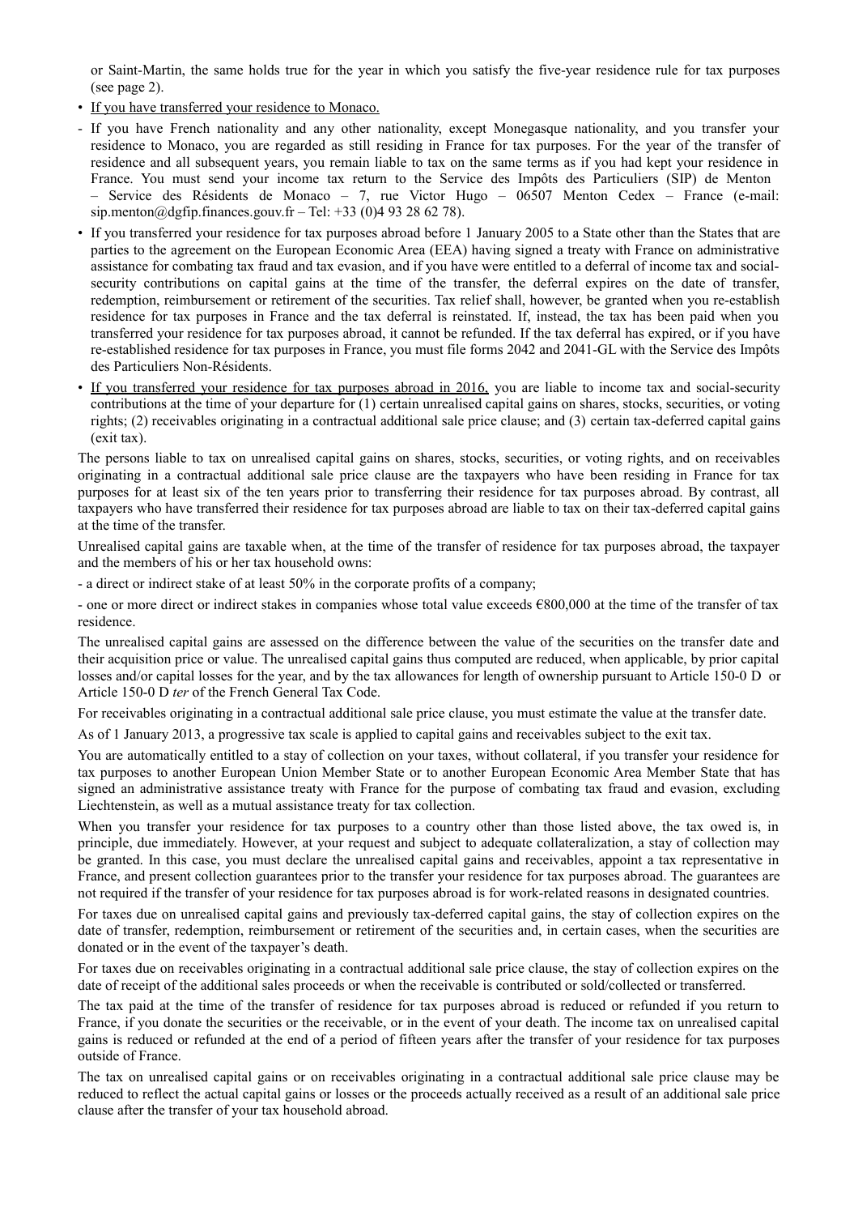or Saint-Martin, the same holds true for the year in which you satisfy the five-year residence rule for tax purposes (see page 2).

- If you have transferred your residence to Monaco.

- If you have French nationality and any other nationality, except Monegasque nationality, and you transfer your residence to Monaco, you are regarded as still residing in France for tax purposes. For the year of the transfer of residence and all subsequent years, you remain liable to tax on the same terms as if you had kept your residence in France. You must send your income tax return to the Service des Impôts des Particuliers (SIP) de Menton – Service des Résidents de Monaco – 7, rue Victor Hugo – 06507 Menton Cedex – France (e-mail: sip.menton@dgfip.finances.gouv.fr – Tel: +33 (0)4 93 28 62 78).

- If you transferred your residence for tax purposes abroad before 1 January 2005 to a State other than the States that are parties to the agreement on the European Economic Area (EEA) having signed a treaty with France on administrative assistance for combating tax fraud and tax evasion, and if you have were entitled to a deferral of income tax and social-security contributions on capital gains at the time of the transfer, the deferral expires on the date of transfer, redemption, reimbursement or retirement of the securities. Tax relief shall, however, be granted when you re-establish residence for tax purposes in France and the tax deferral is reinstated. If, instead, the tax has been paid when you transferred your residence for tax purposes abroad, it cannot be refunded. If the tax deferral has expired, or if you have re-established residence for tax purposes in France, you must file forms 2042 and 2041-GL with the Service des Impôts des Particuliers Non-Résidents.

- If you transferred your residence for tax purposes abroad in 2016, you are liable to income tax and social-security contributions at the time of your departure for (1) certain unrealised capital gains on shares, stocks, securities, or voting rights; (2) receivables originating in a contractual additional sale price clause; and (3) certain tax-deferred capital gains (exit tax).

The persons liable to tax on unrealised capital gains on shares, stocks, securities, or voting rights, and on receivables originating in a contractual additional sale price clause are the taxpayers who have been residing in France for tax purposes for at least six of the ten years prior to transferring their residence for tax purposes abroad. By contrast, all taxpayers who have transferred their residence for tax purposes abroad are liable to tax on their tax-deferred capital gains at the time of the transfer.

Unrealised capital gains are taxable when, at the time of the transfer of residence for tax purposes abroad, the taxpayer and the members of his or her tax household owns:

- a direct or indirect stake of at least 50% in the corporate profits of a company;

- one or more direct or indirect stakes in companies whose total value exceeds €800,000 at the time of the transfer of tax residence.

The unrealised capital gains are assessed on the difference between the value of the securities on the transfer date and their acquisition price or value. The unrealised capital gains thus computed are reduced, when applicable, by prior capital losses and/or capital losses for the year, and by the tax allowances for length of ownership pursuant to Article 150-0 D or Article 150-0 D *ter* of the French General Tax Code.

For receivables originating in a contractual additional sale price clause, you must estimate the value at the transfer date.

As of 1 January 2013, a progressive tax scale is applied to capital gains and receivables subject to the exit tax.

You are automatically entitled to a stay of collection on your taxes, without collateral, if you transfer your residence for tax purposes to another European Union Member State or to another European Economic Area Member State that has signed an administrative assistance treaty with France for the purpose of combating tax fraud and evasion, excluding Liechtenstein, as well as a mutual assistance treaty for tax collection.

When you transfer your residence for tax purposes to a country other than those listed above, the tax owed is, in principle, due immediately. However, at your request and subject to adequate collateralization, a stay of collection may be granted. In this case, you must declare the unrealised capital gains and receivables, appoint a tax representative in France, and present collection guarantees prior to the transfer your residence for tax purposes abroad. The guarantees are not required if the transfer of your residence for tax purposes abroad is for work-related reasons in designated countries.

For taxes due on unrealised capital gains and previously tax-deferred capital gains, the stay of collection expires on the date of transfer, redemption, reimbursement or retirement of the securities and, in certain cases, when the securities are donated or in the event of the taxpayer's death.

For taxes due on receivables originating in a contractual additional sale price clause, the stay of collection expires on the date of receipt of the additional sales proceeds or when the receivable is contributed or sold/collected or transferred.

The tax paid at the time of the transfer of residence for tax purposes abroad is reduced or refunded if you return to France, if you donate the securities or the receivable, or in the event of your death. The income tax on unrealised capital gains is reduced or refunded at the end of a period of fifteen years after the transfer of your residence for tax purposes outside of France.

The tax on unrealised capital gains or on receivables originating in a contractual additional sale price clause may be reduced to reflect the actual capital gains or losses or the proceeds actually received as a result of an additional sale price clause after the transfer of your tax household abroad.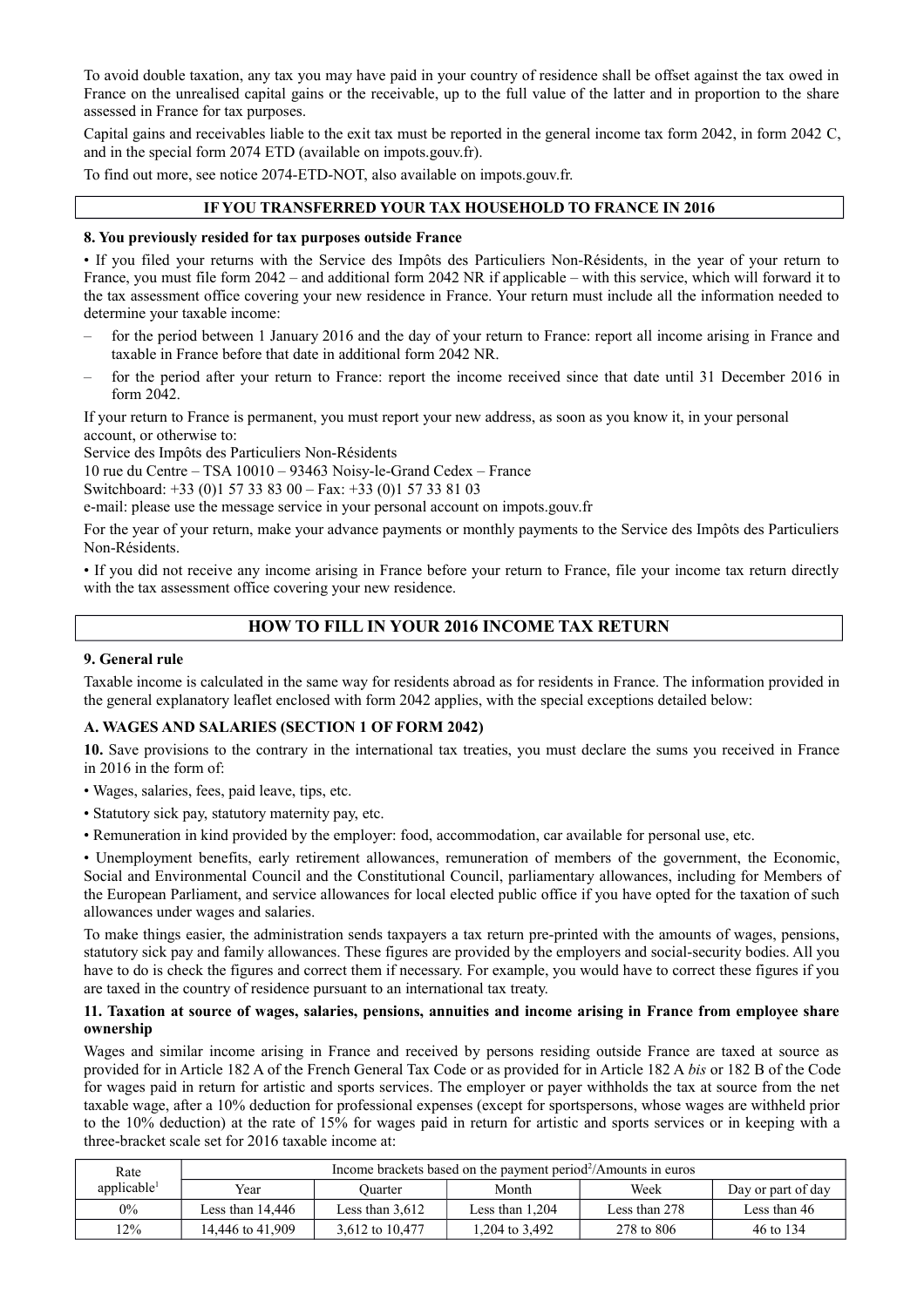To avoid double taxation, any tax you may have paid in your country of residence shall be offset against the tax owed in France on the unrealised capital gains or the receivable, up to the full value of the latter and in proportion to the share assessed in France for tax purposes.

Capital gains and receivables liable to the exit tax must be reported in the general income tax form 2042, in form 2042 C, and in the special form 2074 ETD (available on impots.gouv.fr).

To find out more, see notice 2074-ETD-NOT, also available on impots.gouv.fr.

## IF YOU TRANSFERRED YOUR TAX HOUSEHOLD TO FRANCE IN 2016

### 8. You previously resided for tax purposes outside France

• If you filed your returns with the Service des Impôts des Particuliers Non-Résidents, in the year of your return to France, you must file form 2042 – and additional form 2042 NR if applicable – with this service, which will forward it to the tax assessment office covering your new residence in France. Your return must include all the information needed to determine your taxable income:

– for the period between 1 January 2016 and the day of your return to France: report all income arising in France and taxable in France before that date in additional form 2042 NR.

– for the period after your return to France: report the income received since that date until 31 December 2016 in form 2042.

If your return to France is permanent, you must report your new address, as soon as you know it, in your personal account, or otherwise to:

Service des Impôts des Particuliers Non-Résidents
10 rue du Centre – TSA 10010 – 93463 Noisy-le-Grand Cedex – France
Switchboard: +33 (0)1 57 33 83 00 – Fax: +33 (0)1 57 33 81 03
e-mail: please use the message service in your personal account on impots.gouv.fr

For the year of your return, make your advance payments or monthly payments to the Service des Impôts des Particuliers Non-Résidents.

• If you did not receive any income arising in France before your return to France, file your income tax return directly with the tax assessment office covering your new residence.

## HOW TO FILL IN YOUR 2016 INCOME TAX RETURN

### 9. General rule

Taxable income is calculated in the same way for residents abroad as for residents in France. The information provided in the general explanatory leaflet enclosed with form 2042 applies, with the special exceptions detailed below:

### A. WAGES AND SALARIES (SECTION 1 OF FORM 2042)

**10.** Save provisions to the contrary in the international tax treaties, you must declare the sums you received in France in 2016 in the form of:

• Wages, salaries, fees, paid leave, tips, etc.

• Statutory sick pay, statutory maternity pay, etc.

• Remuneration in kind provided by the employer: food, accommodation, car available for personal use, etc.

• Unemployment benefits, early retirement allowances, remuneration of members of the government, the Economic, Social and Environmental Council and the Constitutional Council, parliamentary allowances, including for Members of the European Parliament, and service allowances for local elected public office if you have opted for the taxation of such allowances under wages and salaries.

To make things easier, the administration sends taxpayers a tax return pre-printed with the amounts of wages, pensions, statutory sick pay and family allowances. These figures are provided by the employers and social-security bodies. All you have to do is check the figures and correct them if necessary. For example, you would have to correct these figures if you are taxed in the country of residence pursuant to an international tax treaty.

### 11. Taxation at source of wages, salaries, pensions, annuities and income arising in France from employee share ownership

Wages and similar income arising in France and received by persons residing outside France are taxed at source as provided for in Article 182 A of the French General Tax Code or as provided for in Article 182 A *bis* or 182 B of the Code for wages paid in return for artistic and sports services. The employer or payer withholds the tax at source from the net taxable wage, after a 10% deduction for professional expenses (except for sportspersons, whose wages are withheld prior to the 10% deduction) at the rate of 15% for wages paid in return for artistic and sports services or in keeping with a three-bracket scale set for 2016 taxable income at:

| Rate applicable[1] | Income brackets based on the payment period[2]/Amounts in euros | | | | |
|---|---|---|---|---|---|
| | Year | Quarter | Month | Week | Day or part of day |
| 0% | Less than 14,446 | Less than 3,612 | Less than 1,204 | Less than 278 | Less than 46 |
| 12% | 14,446 to 41,909 | 3,612 to 10,477 | 1,204 to 3,492 | 278 to 806 | 46 to 134 |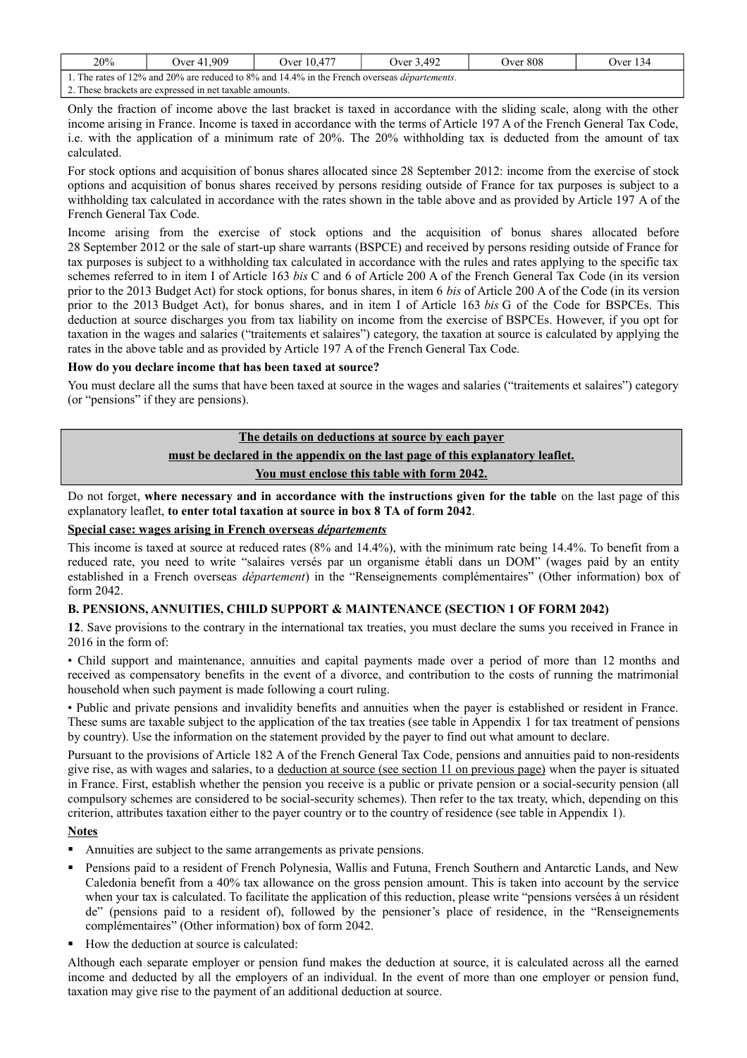| 20% | Over 41,909 | Over 10,477 | Over 3,492 | Over 808 | Over 134 |
|---|---|---|---|---|---|
| 1. The rates of 12% and 20% are reduced to 8% and 14.4% in the French overseas *départements*. | | | | | |
| 2. These brackets are expressed in net taxable amounts. | | | | | |

Only the fraction of income above the last bracket is taxed in accordance with the sliding scale, along with the other income arising in France. Income is taxed in accordance with the terms of Article 197 A of the French General Tax Code, i.e. with the application of a minimum rate of 20%. The 20% withholding tax is deducted from the amount of tax calculated.

For stock options and acquisition of bonus shares allocated since 28 September 2012: income from the exercise of stock options and acquisition of bonus shares received by persons residing outside of France for tax purposes is subject to a withholding tax calculated in accordance with the rates shown in the table above and as provided by Article 197 A of the French General Tax Code.

Income arising from the exercise of stock options and the acquisition of bonus shares allocated before 28 September 2012 or the sale of start-up share warrants (BSPCE) and received by persons residing outside of France for tax purposes is subject to a withholding tax calculated in accordance with the rules and rates applying to the specific tax schemes referred to in item I of Article 163 *bis* C and 6 of Article 200 A of the French General Tax Code (in its version prior to the 2013 Budget Act) for stock options, for bonus shares, in item 6 *bis* of Article 200 A of the Code (in its version prior to the 2013 Budget Act), for bonus shares, and in item I of Article 163 *bis* G of the Code for BSPCEs. This deduction at source discharges you from tax liability on income from the exercise of BSPCEs. However, if you opt for taxation in the wages and salaries ("traitements et salaires") category, the taxation at source is calculated by applying the rates in the above table and as provided by Article 197 A of the French General Tax Code.

**How do you declare income that has been taxed at source?**

You must declare all the sums that have been taxed at source in the wages and salaries ("traitements et salaires") category (or "pensions" if they are pensions).

**The details on deductions at source by each payer must be declared in the appendix on the last page of this explanatory leaflet. You must enclose this table with form 2042.**

Do not forget, **where necessary and in accordance with the instructions given for the table** on the last page of this explanatory leaflet, **to enter total taxation at source in box 8 TA of form 2042**.

**Special case: wages arising in French overseas *départements***

This income is taxed at source at reduced rates (8% and 14.4%), with the minimum rate being 14.4%. To benefit from a reduced rate, you need to write "salaires versés par un organisme établi dans un DOM" (wages paid by an entity established in a French overseas *département*) in the "Renseignements complémentaires" (Other information) box of form 2042.

### B. PENSIONS, ANNUITIES, CHILD SUPPORT & MAINTENANCE (SECTION 1 OF FORM 2042)

**12**. Save provisions to the contrary in the international tax treaties, you must declare the sums you received in France in 2016 in the form of:

• Child support and maintenance, annuities and capital payments made over a period of more than 12 months and received as compensatory benefits in the event of a divorce, and contribution to the costs of running the matrimonial household when such payment is made following a court ruling.

• Public and private pensions and invalidity benefits and annuities when the payer is established or resident in France. These sums are taxable subject to the application of the tax treaties (see table in Appendix 1 for tax treatment of pensions by country). Use the information on the statement provided by the payer to find out what amount to declare.

Pursuant to the provisions of Article 182 A of the French General Tax Code, pensions and annuities paid to non-residents give rise, as with wages and salaries, to a deduction at source (see section 11 on previous page) when the payer is situated in France. First, establish whether the pension you receive is a public or private pension or a social-security pension (all compulsory schemes are considered to be social-security schemes). Then refer to the tax treaty, which, depending on this criterion, attributes taxation either to the payer country or to the country of residence (see table in Appendix 1).

**Notes**

- Annuities are subject to the same arrangements as private pensions.
- Pensions paid to a resident of French Polynesia, Wallis and Futuna, French Southern and Antarctic Lands, and New Caledonia benefit from a 40% tax allowance on the gross pension amount. This is taken into account by the service when your tax is calculated. To facilitate the application of this reduction, please write "pensions versées à un résident de" (pensions paid to a resident of), followed by the pensioner's place of residence, in the "Renseignements complémentaires" (Other information) box of form 2042.
- How the deduction at source is calculated:

Although each separate employer or pension fund makes the deduction at source, it is calculated across all the earned income and deducted by all the employers of an individual. In the event of more than one employer or pension fund, taxation may give rise to the payment of an additional deduction at source.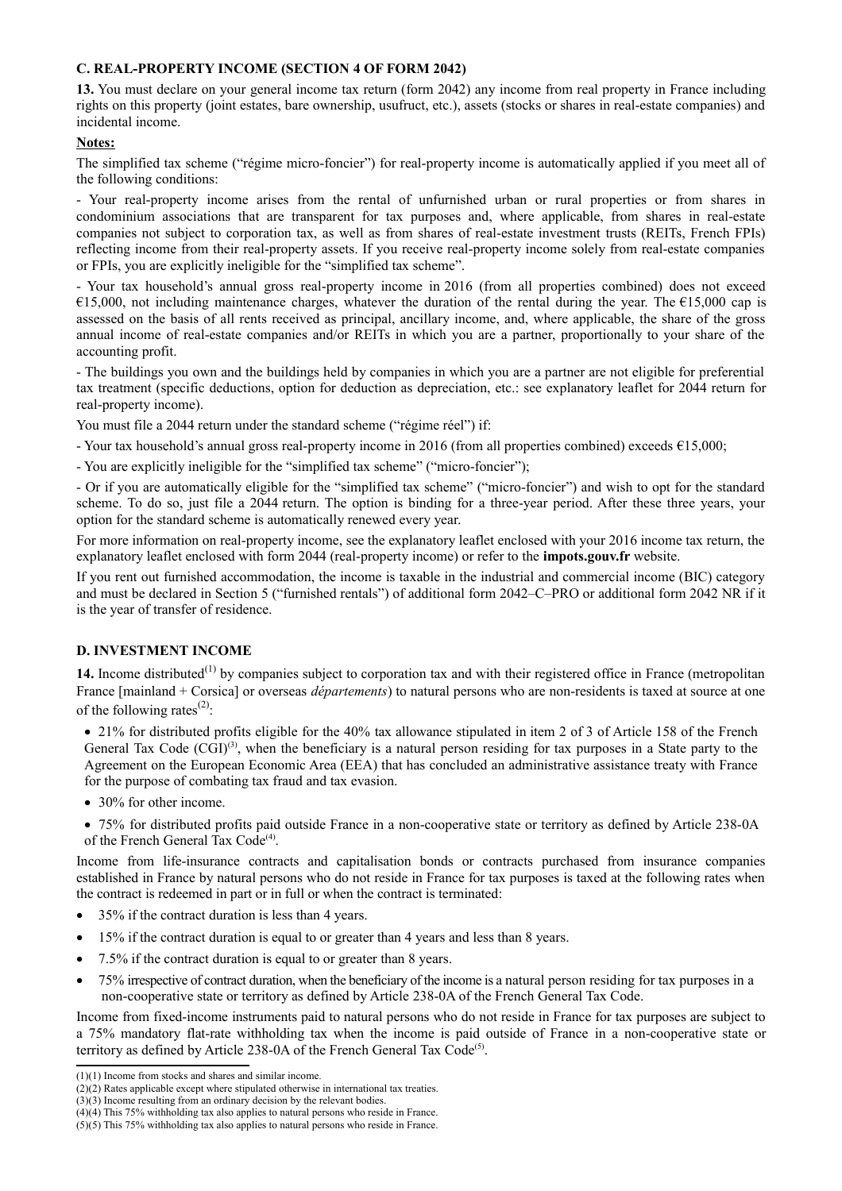### C. REAL-PROPERTY INCOME (SECTION 4 OF FORM 2042)

**13.** You must declare on your general income tax return (form 2042) any income from real property in France including rights on this property (joint estates, bare ownership, usufruct, etc.), assets (stocks or shares in real-estate companies) and incidental income.

**Notes:**

The simplified tax scheme ("régime micro-foncier") for real-property income is automatically applied if you meet all of the following conditions:

- Your real-property income arises from the rental of unfurnished urban or rural properties or from shares in condominium associations that are transparent for tax purposes and, where applicable, from shares in real-estate companies not subject to corporation tax, as well as from shares of real-estate investment trusts (REITs, French FPIs) reflecting income from their real-property assets. If you receive real-property income solely from real-estate companies or FPIs, you are explicitly ineligible for the "simplified tax scheme".

- Your tax household's annual gross real-property income in 2016 (from all properties combined) does not exceed €15,000, not including maintenance charges, whatever the duration of the rental during the year. The €15,000 cap is assessed on the basis of all rents received as principal, ancillary income, and, where applicable, the share of the gross annual income of real-estate companies and/or REITs in which you are a partner, proportionally to your share of the accounting profit.

- The buildings you own and the buildings held by companies in which you are a partner are not eligible for preferential tax treatment (specific deductions, option for deduction as depreciation, etc.: see explanatory leaflet for 2044 return for real-property income).

You must file a 2044 return under the standard scheme ("régime réel") if:

- Your tax household's annual gross real-property income in 2016 (from all properties combined) exceeds €15,000;

- You are explicitly ineligible for the "simplified tax scheme" ("micro-foncier");

- Or if you are automatically eligible for the "simplified tax scheme" ("micro-foncier") and wish to opt for the standard scheme. To do so, just file a 2044 return. The option is binding for a three-year period. After these three years, your option for the standard scheme is automatically renewed every year.

For more information on real-property income, see the explanatory leaflet enclosed with your 2016 income tax return, the explanatory leaflet enclosed with form 2044 (real-property income) or refer to the **impots.gouv.fr** website.

If you rent out furnished accommodation, the income is taxable in the industrial and commercial income (BIC) category and must be declared in Section 5 ("furnished rentals") of additional form 2042–C–PRO or additional form 2042 NR if it is the year of transfer of residence.

### D. INVESTMENT INCOME

**14.** Income distributed[(1)] by companies subject to corporation tax and with their registered office in France (metropolitan France [mainland + Corsica] or overseas *départements*) to natural persons who are non-residents is taxed at source at one of the following rates[(2)]:

- 21% for distributed profits eligible for the 40% tax allowance stipulated in item 2 of 3 of Article 158 of the French General Tax Code (CGI)[(3)], when the beneficiary is a natural person residing for tax purposes in a State party to the Agreement on the European Economic Area (EEA) that has concluded an administrative assistance treaty with France for the purpose of combating tax fraud and tax evasion.
- 30% for other income.
- 75% for distributed profits paid outside France in a non-cooperative state or territory as defined by Article 238-0A of the French General Tax Code[(4)].

Income from life-insurance contracts and capitalisation bonds or contracts purchased from insurance companies established in France by natural persons who do not reside in France for tax purposes is taxed at the following rates when the contract is redeemed in part or in full or when the contract is terminated:

- 35% if the contract duration is less than 4 years.
- 15% if the contract duration is equal to or greater than 4 years and less than 8 years.
- 7.5% if the contract duration is equal to or greater than 8 years.
- 75% irrespective of contract duration, when the beneficiary of the income is a natural person residing for tax purposes in a non-cooperative state or territory as defined by Article 238-0A of the French General Tax Code.

Income from fixed-income instruments paid to natural persons who do not reside in France for tax purposes are subject to a 75% mandatory flat-rate withholding tax when the income is paid outside of France in a non-cooperative state or territory as defined by Article 238-0A of the French General Tax Code[(5)].

---

(1)(1) Income from stocks and shares and similar income.
(2)(2) Rates applicable except where stipulated otherwise in international tax treaties.
(3)(3) Income resulting from an ordinary decision by the relevant bodies.
(4)(4) This 75% withholding tax also applies to natural persons who reside in France.
(5)(5) This 75% withholding tax also applies to natural persons who reside in France.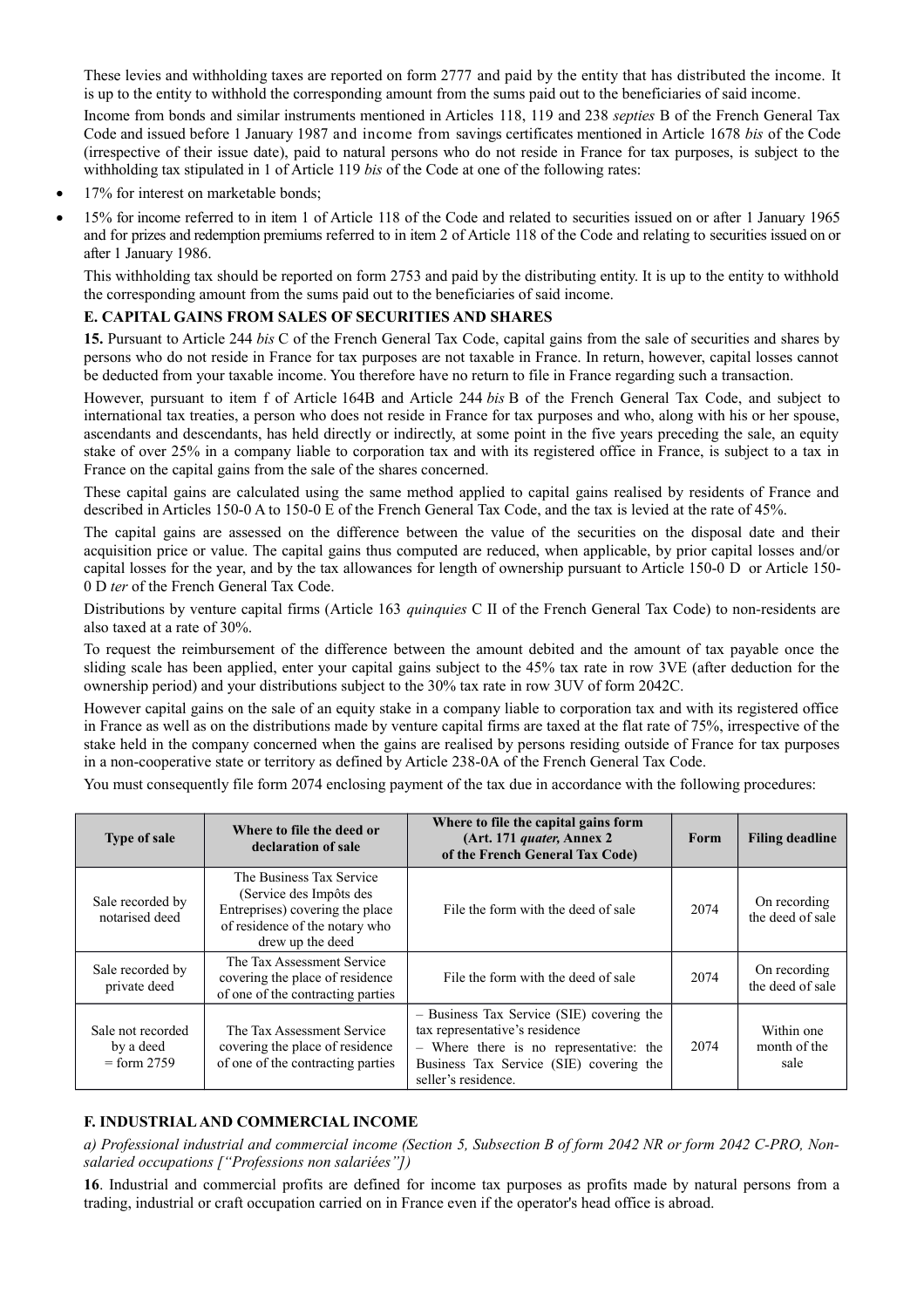These levies and withholding taxes are reported on form 2777 and paid by the entity that has distributed the income. It is up to the entity to withhold the corresponding amount from the sums paid out to the beneficiaries of said income.

Income from bonds and similar instruments mentioned in Articles 118, 119 and 238 *septies* B of the French General Tax Code and issued before 1 January 1987 and income from savings certificates mentioned in Article 1678 *bis* of the Code (irrespective of their issue date), paid to natural persons who do not reside in France for tax purposes, is subject to the withholding tax stipulated in 1 of Article 119 *bis* of the Code at one of the following rates:

- 17% for interest on marketable bonds;
- 15% for income referred to in item 1 of Article 118 of the Code and related to securities issued on or after 1 January 1965 and for prizes and redemption premiums referred to in item 2 of Article 118 of the Code and relating to securities issued on or after 1 January 1986.

This withholding tax should be reported on form 2753 and paid by the distributing entity. It is up to the entity to withhold the corresponding amount from the sums paid out to the beneficiaries of said income.

### E. CAPITAL GAINS FROM SALES OF SECURITIES AND SHARES

**15.** Pursuant to Article 244 *bis* C of the French General Tax Code, capital gains from the sale of securities and shares by persons who do not reside in France for tax purposes are not taxable in France. In return, however, capital losses cannot be deducted from your taxable income. You therefore have no return to file in France regarding such a transaction.

However, pursuant to item f of Article 164B and Article 244 *bis* B of the French General Tax Code, and subject to international tax treaties, a person who does not reside in France for tax purposes and who, along with his or her spouse, ascendants and descendants, has held directly or indirectly, at some point in the five years preceding the sale, an equity stake of over 25% in a company liable to corporation tax and with its registered office in France, is subject to a tax in France on the capital gains from the sale of the shares concerned.

These capital gains are calculated using the same method applied to capital gains realised by residents of France and described in Articles 150-0 A to 150-0 E of the French General Tax Code, and the tax is levied at the rate of 45%.

The capital gains are assessed on the difference between the value of the securities on the disposal date and their acquisition price or value. The capital gains thus computed are reduced, when applicable, by prior capital losses and/or capital losses for the year, and by the tax allowances for length of ownership pursuant to Article 150-0 D or Article 150-0 D *ter* of the French General Tax Code.

Distributions by venture capital firms (Article 163 *quinquies* C II of the French General Tax Code) to non-residents are also taxed at a rate of 30%.

To request the reimbursement of the difference between the amount debited and the amount of tax payable once the sliding scale has been applied, enter your capital gains subject to the 45% tax rate in row 3VE (after deduction for the ownership period) and your distributions subject to the 30% tax rate in row 3UV of form 2042C.

However capital gains on the sale of an equity stake in a company liable to corporation tax and with its registered office in France as well as on the distributions made by venture capital firms are taxed at the flat rate of 75%, irrespective of the stake held in the company concerned when the gains are realised by persons residing outside of France for tax purposes in a non-cooperative state or territory as defined by Article 238-0A of the French General Tax Code.

You must consequently file form 2074 enclosing payment of the tax due in accordance with the following procedures:

| Type of sale | Where to file the deed or declaration of sale | Where to file the capital gains form (Art. 171 *quater,* Annex 2 of the French General Tax Code) | Form | Filing deadline |
|---|---|---|---|---|
| Sale recorded by notarised deed | The Business Tax Service (Service des Impôts des Entreprises) covering the place of residence of the notary who drew up the deed | File the form with the deed of sale | 2074 | On recording the deed of sale |
| Sale recorded by private deed | The Tax Assessment Service covering the place of residence of one of the contracting parties | File the form with the deed of sale | 2074 | On recording the deed of sale |
| Sale not recorded by a deed = form 2759 | The Tax Assessment Service covering the place of residence of one of the contracting parties | – Business Tax Service (SIE) covering the tax representative's residence<br>– Where there is no representative: the Business Tax Service (SIE) covering the seller's residence. | 2074 | Within one month of the sale |

### F. INDUSTRIAL AND COMMERCIAL INCOME

*a) Professional industrial and commercial income (Section 5, Subsection B of form 2042 NR or form 2042 C-PRO, Non-salaried occupations ["Professions non salariées"])*

**16**. Industrial and commercial profits are defined for income tax purposes as profits made by natural persons from a trading, industrial or craft occupation carried on in France even if the operator's head office is abroad.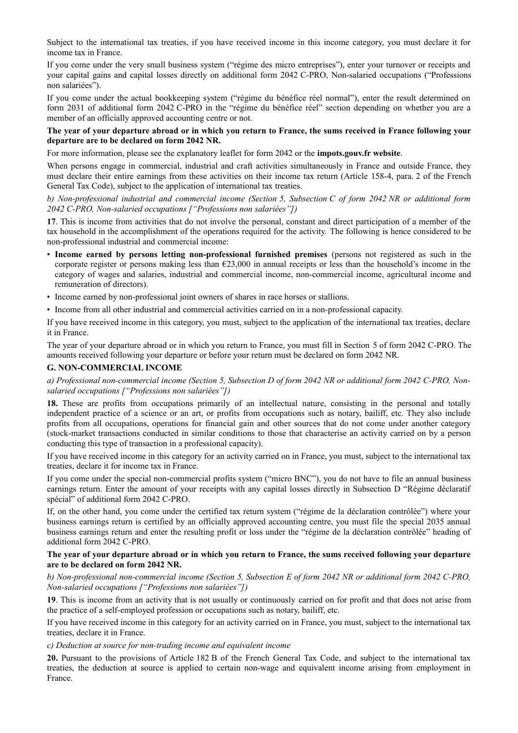Subject to the international tax treaties, if you have received income in this income category, you must declare it for income tax in France.

If you come under the very small business system ("régime des micro entreprises"), enter your turnover or receipts and your capital gains and capital losses directly on additional form 2042 C-PRO, Non-salaried occupations ("Professions non salariées").

If you come under the actual bookkeeping system ("régime du bénéfice réel normal"), enter the result determined on form 2031 of additional form 2042 C-PRO in the "régime du bénéfice réel" section depending on whether you are a member of an officially approved accounting centre or not.

**The year of your departure abroad or in which you return to France, the sums received in France following your departure are to be declared on form 2042 NR.**

For more information, please see the explanatory leaflet for form 2042 or the **impots.gouv.fr website**.

When persons engage in commercial, industrial and craft activities simultaneously in France and outside France, they must declare their entire earnings from these activities on their income tax return (Article 158-4, para. 2 of the French General Tax Code), subject to the application of international tax treaties.

*b) Non-professional industrial and commercial income (Section 5, Subsection C of form 2042 NR or additional form 2042 C-PRO, Non-salaried occupations ["Professions non salariées"])*

**17**. This is income from activities that do not involve the personal, constant and direct participation of a member of the tax household in the accomplishment of the operations required for the activity. The following is hence considered to be non-professional industrial and commercial income:

- **Income earned by persons letting non-professional furnished premises** (persons not registered as such in the corporate register or persons making less than €23,000 in annual receipts or less than the household's income in the category of wages and salaries, industrial and commercial income, non-commercial income, agricultural income and remuneration of directors).
- Income earned by non-professional joint owners of shares in race horses or stallions.
- Income from all other industrial and commercial activities carried on in a non-professional capacity.

If you have received income in this category, you must, subject to the application of the international tax treaties, declare it in France.

The year of your departure abroad or in which you return to France, you must fill in Section 5 of form 2042 C-PRO. The amounts received following your departure or before your return must be declared on form 2042 NR.

### G. NON-COMMERCIAL INCOME

*a) Professional non-commercial income (Section 5, Subsection D of form 2042 NR or additional form 2042 C-PRO, Non-salaried occupations ["Professions non salariées"])*

**18.** These are profits from occupations primarily of an intellectual nature, consisting in the personal and totally independent practice of a science or an art, or profits from occupations such as notary, bailiff, etc. They also include profits from all occupations, operations for financial gain and other sources that do not come under another category (stock-market transactions conducted in similar conditions to those that characterise an activity carried on by a person conducting this type of transaction in a professional capacity).

If you have received income in this category for an activity carried on in France, you must, subject to the international tax treaties, declare it for income tax in France.

If you come under the special non-commercial profits system ("micro BNC"), you do not have to file an annual business earnings return. Enter the amount of your receipts with any capital losses directly in Subsection D "Régime déclaratif spécial" of additional form 2042 C-PRO.

If, on the other hand, you come under the certified tax return system ("régime de la déclaration contrôlée") where your business earnings return is certified by an officially approved accounting centre, you must file the special 2035 annual business earnings return and enter the resulting profit or loss under the "régime de la déclaration contrôlée" heading of additional form 2042 C-PRO.

**The year of your departure abroad or in which you return to France, the sums received following your departure are to be declared on form 2042 NR.**

*b) Non-professional non-commercial income (Section 5, Subsection E of form 2042 NR or additional form 2042 C-PRO, Non-salaried occupations ["Professions non salariées"])*

**19**. This is income from an activity that is not usually or continuously carried on for profit and that does not arise from the practice of a self-employed profession or occupations such as notary, bailiff, etc.

If you have received income in this category for an activity carried on in France, you must, subject to the international tax treaties, declare it in France.

*c) Deduction at source for non-trading income and equivalent income*

**20.** Pursuant to the provisions of Article 182 B of the French General Tax Code, and subject to the international tax treaties, the deduction at source is applied to certain non-wage and equivalent income arising from employment in France.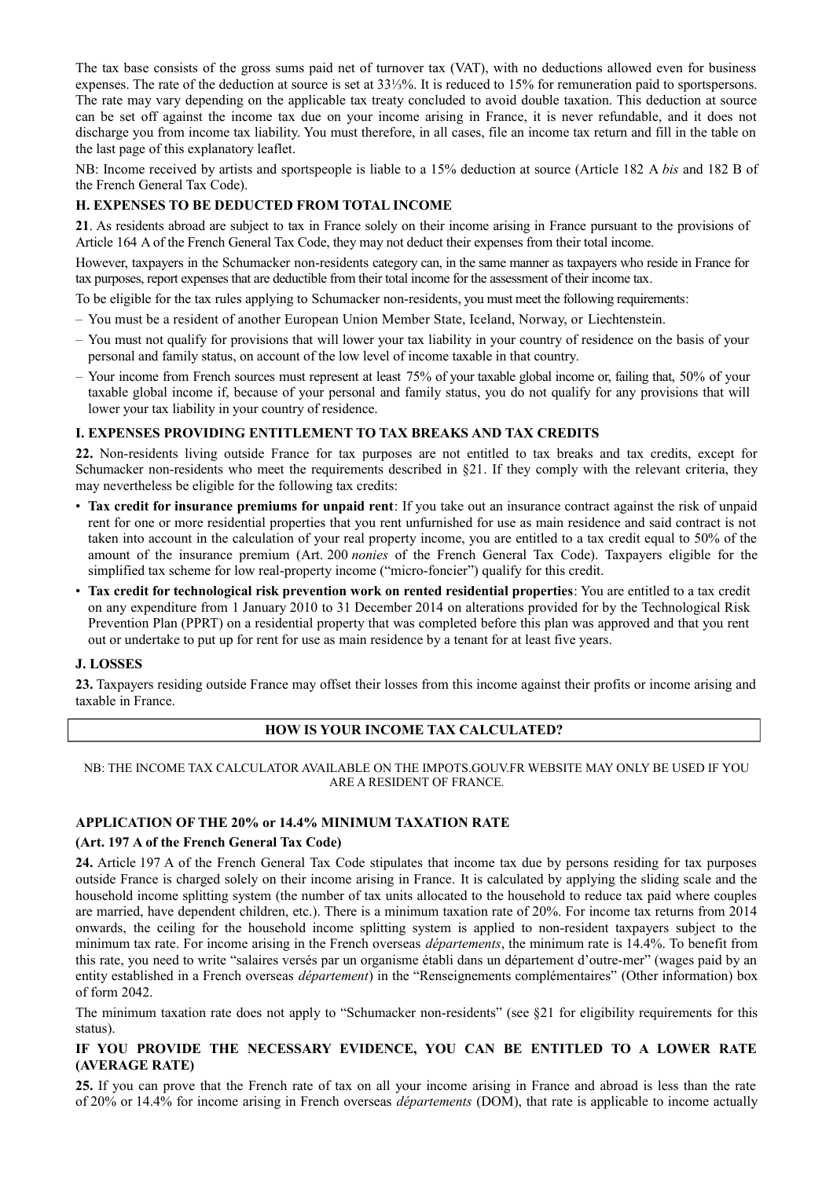The tax base consists of the gross sums paid net of turnover tax (VAT), with no deductions allowed even for business expenses. The rate of the deduction at source is set at 33⅓%. It is reduced to 15% for remuneration paid to sportspersons. The rate may vary depending on the applicable tax treaty concluded to avoid double taxation. This deduction at source can be set off against the income tax due on your income arising in France, it is never refundable, and it does not discharge you from income tax liability. You must therefore, in all cases, file an income tax return and fill in the table on the last page of this explanatory leaflet.

NB: Income received by artists and sportspeople is liable to a 15% deduction at source (Article 182 A *bis* and 182 B of the French General Tax Code).

### H. EXPENSES TO BE DEDUCTED FROM TOTAL INCOME

**21**. As residents abroad are subject to tax in France solely on their income arising in France pursuant to the provisions of Article 164 A of the French General Tax Code, they may not deduct their expenses from their total income.

However, taxpayers in the Schumacker non-residents category can, in the same manner as taxpayers who reside in France for tax purposes, report expenses that are deductible from their total income for the assessment of their income tax.

To be eligible for the tax rules applying to Schumacker non-residents, you must meet the following requirements:

- You must be a resident of another European Union Member State, Iceland, Norway, or Liechtenstein.
- You must not qualify for provisions that will lower your tax liability in your country of residence on the basis of your personal and family status, on account of the low level of income taxable in that country.
- Your income from French sources must represent at least 75% of your taxable global income or, failing that, 50% of your taxable global income if, because of your personal and family status, you do not qualify for any provisions that will lower your tax liability in your country of residence.

### I. EXPENSES PROVIDING ENTITLEMENT TO TAX BREAKS AND TAX CREDITS

**22.** Non-residents living outside France for tax purposes are not entitled to tax breaks and tax credits, except for Schumacker non-residents who meet the requirements described in §21. If they comply with the relevant criteria, they may nevertheless be eligible for the following tax credits:

- **Tax credit for insurance premiums for unpaid rent**: If you take out an insurance contract against the risk of unpaid rent for one or more residential properties that you rent unfurnished for use as main residence and said contract is not taken into account in the calculation of your real property income, you are entitled to a tax credit equal to 50% of the amount of the insurance premium (Art. 200 *nonies* of the French General Tax Code). Taxpayers eligible for the simplified tax scheme for low real-property income ("micro-foncier") qualify for this credit.
- **Tax credit for technological risk prevention work on rented residential properties**: You are entitled to a tax credit on any expenditure from 1 January 2010 to 31 December 2014 on alterations provided for by the Technological Risk Prevention Plan (PPRT) on a residential property that was completed before this plan was approved and that you rent out or undertake to put up for rent for use as main residence by a tenant for at least five years.

### J. LOSSES

**23.** Taxpayers residing outside France may offset their losses from this income against their profits or income arising and taxable in France.

## HOW IS YOUR INCOME TAX CALCULATED?

NB: THE INCOME TAX CALCULATOR AVAILABLE ON THE IMPOTS.GOUV.FR WEBSITE MAY ONLY BE USED IF YOU ARE A RESIDENT OF FRANCE.

### APPLICATION OF THE 20% or 14.4% MINIMUM TAXATION RATE

**(Art. 197 A of the French General Tax Code)**

**24.** Article 197 A of the French General Tax Code stipulates that income tax due by persons residing for tax purposes outside France is charged solely on their income arising in France. It is calculated by applying the sliding scale and the household income splitting system (the number of tax units allocated to the household to reduce tax paid where couples are married, have dependent children, etc.). There is a minimum taxation rate of 20%. For income tax returns from 2014 onwards, the ceiling for the household income splitting system is applied to non-resident taxpayers subject to the minimum tax rate. For income arising in the French overseas *départements*, the minimum rate is 14.4%. To benefit from this rate, you need to write "salaires versés par un organisme établi dans un département d'outre-mer" (wages paid by an entity established in a French overseas *département*) in the "Renseignements complémentaires" (Other information) box of form 2042.

The minimum taxation rate does not apply to "Schumacker non-residents" (see §21 for eligibility requirements for this status).

### IF YOU PROVIDE THE NECESSARY EVIDENCE, YOU CAN BE ENTITLED TO A LOWER RATE (AVERAGE RATE)

**25.** If you can prove that the French rate of tax on all your income arising in France and abroad is less than the rate of 20% or 14.4% for income arising in French overseas *départements* (DOM), that rate is applicable to income actually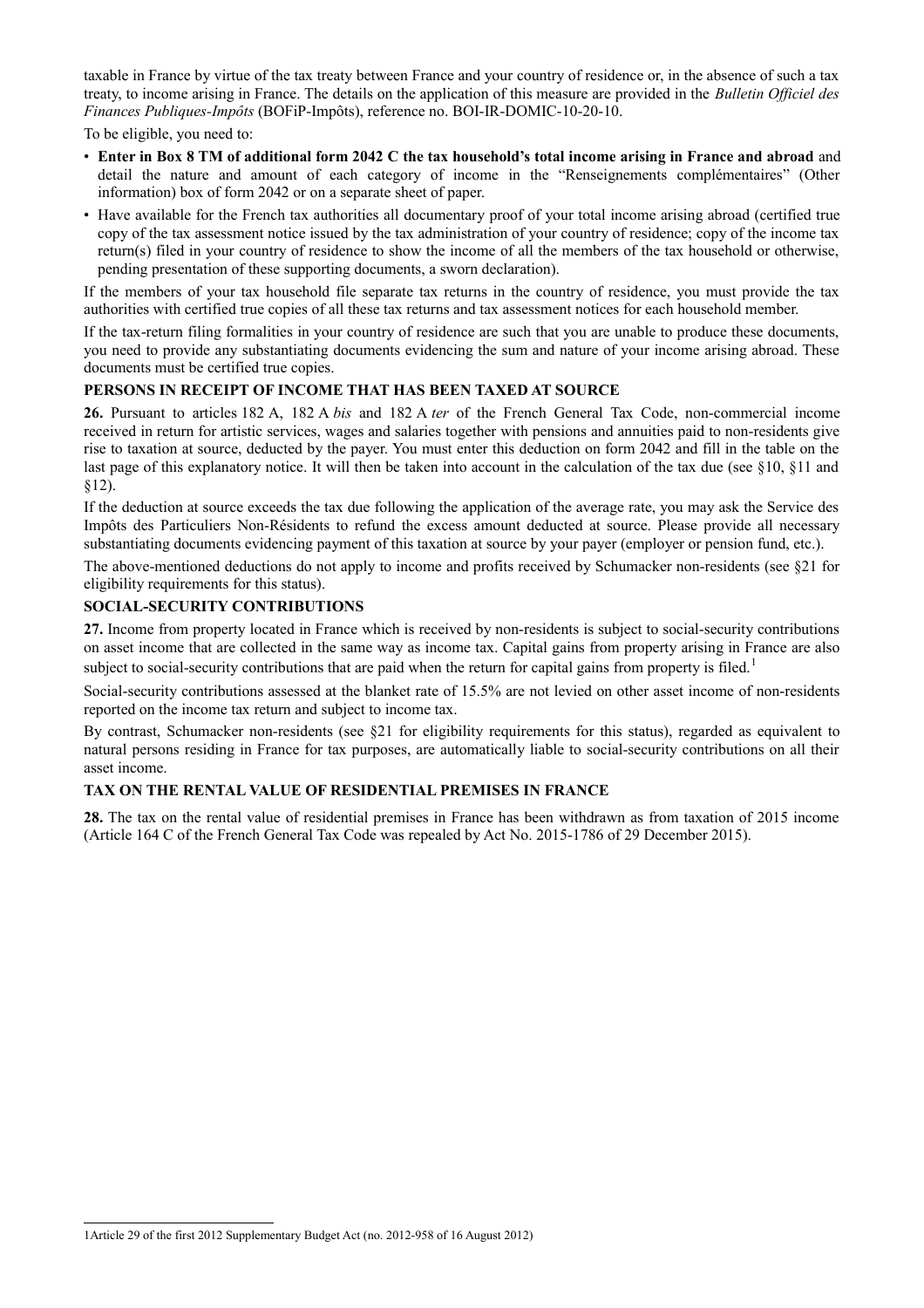taxable in France by virtue of the tax treaty between France and your country of residence or, in the absence of such a tax treaty, to income arising in France. The details on the application of this measure are provided in the *Bulletin Officiel des Finances Publiques-Impôts* (BOFiP-Impôts), reference no. BOI-IR-DOMIC-10-20-10.

To be eligible, you need to:

- **Enter in Box 8 TM of additional form 2042 C the tax household's total income arising in France and abroad** and detail the nature and amount of each category of income in the "Renseignements complémentaires" (Other information) box of form 2042 or on a separate sheet of paper.
- Have available for the French tax authorities all documentary proof of your total income arising abroad (certified true copy of the tax assessment notice issued by the tax administration of your country of residence; copy of the income tax return(s) filed in your country of residence to show the income of all the members of the tax household or otherwise, pending presentation of these supporting documents, a sworn declaration).

If the members of your tax household file separate tax returns in the country of residence, you must provide the tax authorities with certified true copies of all these tax returns and tax assessment notices for each household member.

If the tax-return filing formalities in your country of residence are such that you are unable to produce these documents, you need to provide any substantiating documents evidencing the sum and nature of your income arising abroad. These documents must be certified true copies.

### PERSONS IN RECEIPT OF INCOME THAT HAS BEEN TAXED AT SOURCE

**26.** Pursuant to articles 182 A, 182 A *bis* and 182 A *ter* of the French General Tax Code, non-commercial income received in return for artistic services, wages and salaries together with pensions and annuities paid to non-residents give rise to taxation at source, deducted by the payer. You must enter this deduction on form 2042 and fill in the table on the last page of this explanatory notice. It will then be taken into account in the calculation of the tax due (see §10, §11 and §12).

If the deduction at source exceeds the tax due following the application of the average rate, you may ask the Service des Impôts des Particuliers Non-Résidents to refund the excess amount deducted at source. Please provide all necessary substantiating documents evidencing payment of this taxation at source by your payer (employer or pension fund, etc.).

The above-mentioned deductions do not apply to income and profits received by Schumacker non-residents (see §21 for eligibility requirements for this status).

### SOCIAL-SECURITY CONTRIBUTIONS

**27.** Income from property located in France which is received by non-residents is subject to social-security contributions on asset income that are collected in the same way as income tax. Capital gains from property arising in France are also subject to social-security contributions that are paid when the return for capital gains from property is filed.[1]

Social-security contributions assessed at the blanket rate of 15.5% are not levied on other asset income of non-residents reported on the income tax return and subject to income tax.

By contrast, Schumacker non-residents (see §21 for eligibility requirements for this status), regarded as equivalent to natural persons residing in France for tax purposes, are automatically liable to social-security contributions on all their asset income.

### TAX ON THE RENTAL VALUE OF RESIDENTIAL PREMISES IN FRANCE

**28.** The tax on the rental value of residential premises in France has been withdrawn as from taxation of 2015 income (Article 164 C of the French General Tax Code was repealed by Act No. 2015-1786 of 29 December 2015).

---

[1] Article 29 of the first 2012 Supplementary Budget Act (no. 2012-958 of 16 August 2012)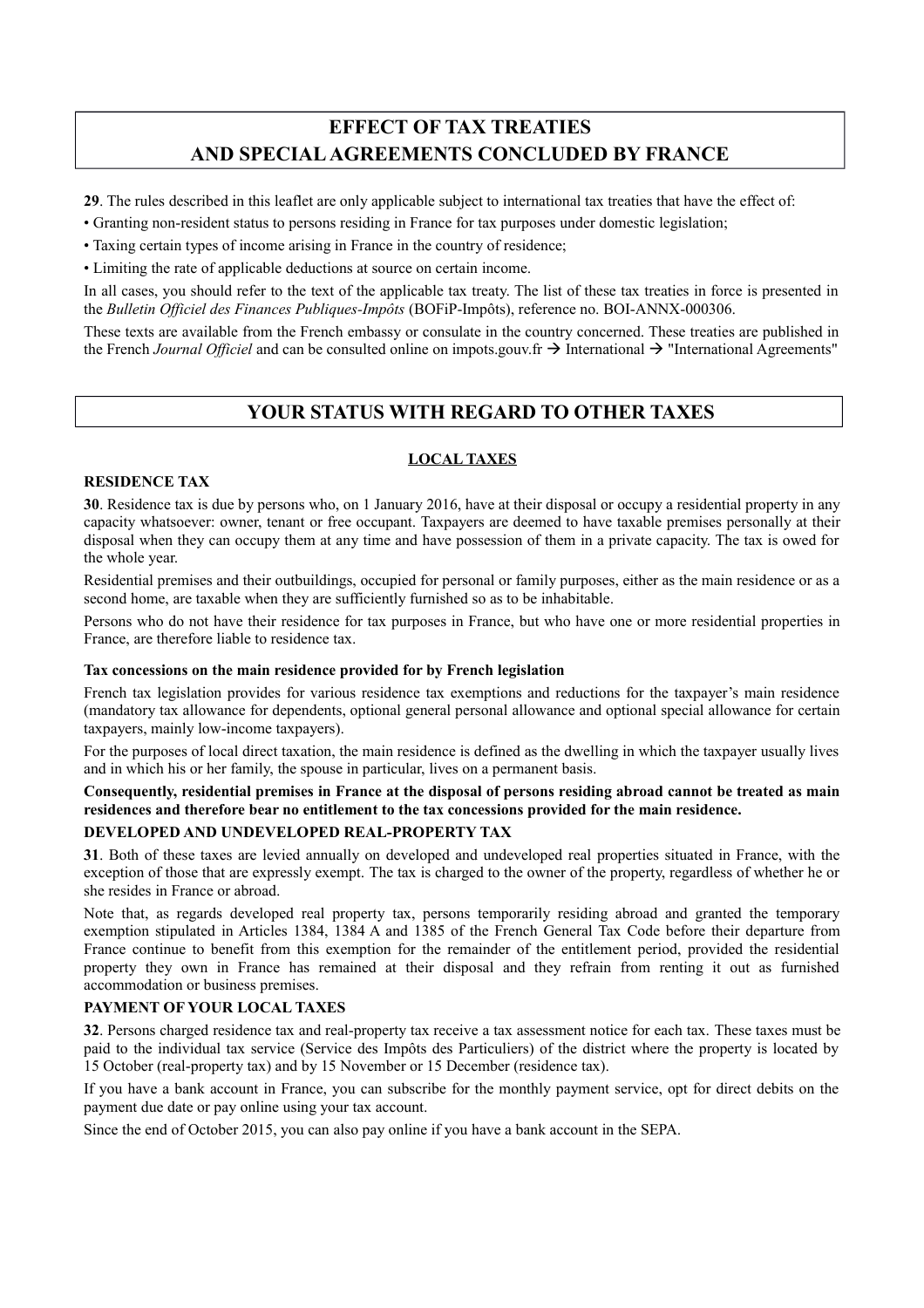## EFFECT OF TAX TREATIES AND SPECIAL AGREEMENTS CONCLUDED BY FRANCE

**29**. The rules described in this leaflet are only applicable subject to international tax treaties that have the effect of:

• Granting non-resident status to persons residing in France for tax purposes under domestic legislation;

• Taxing certain types of income arising in France in the country of residence;

• Limiting the rate of applicable deductions at source on certain income.

In all cases, you should refer to the text of the applicable tax treaty. The list of these tax treaties in force is presented in the *Bulletin Officiel des Finances Publiques-Impôts* (BOFiP-Impôts), reference no. BOI-ANNX-000306.

These texts are available from the French embassy or consulate in the country concerned. These treaties are published in the French *Journal Officiel* and can be consulted online on impots.gouv.fr → International → "International Agreements"

## YOUR STATUS WITH REGARD TO OTHER TAXES

### LOCAL TAXES

#### RESIDENCE TAX

**30**. Residence tax is due by persons who, on 1 January 2016, have at their disposal or occupy a residential property in any capacity whatsoever: owner, tenant or free occupant. Taxpayers are deemed to have taxable premises personally at their disposal when they can occupy them at any time and have possession of them in a private capacity. The tax is owed for the whole year.

Residential premises and their outbuildings, occupied for personal or family purposes, either as the main residence or as a second home, are taxable when they are sufficiently furnished so as to be inhabitable.

Persons who do not have their residence for tax purposes in France, but who have one or more residential properties in France, are therefore liable to residence tax.

**Tax concessions on the main residence provided for by French legislation**

French tax legislation provides for various residence tax exemptions and reductions for the taxpayer's main residence (mandatory tax allowance for dependents, optional general personal allowance and optional special allowance for certain taxpayers, mainly low-income taxpayers).

For the purposes of local direct taxation, the main residence is defined as the dwelling in which the taxpayer usually lives and in which his or her family, the spouse in particular, lives on a permanent basis.

**Consequently, residential premises in France at the disposal of persons residing abroad cannot be treated as main residences and therefore bear no entitlement to the tax concessions provided for the main residence.**

#### DEVELOPED AND UNDEVELOPED REAL-PROPERTY TAX

**31**. Both of these taxes are levied annually on developed and undeveloped real properties situated in France, with the exception of those that are expressly exempt. The tax is charged to the owner of the property, regardless of whether he or she resides in France or abroad.

Note that, as regards developed real property tax, persons temporarily residing abroad and granted the temporary exemption stipulated in Articles 1384, 1384 A and 1385 of the French General Tax Code before their departure from France continue to benefit from this exemption for the remainder of the entitlement period, provided the residential property they own in France has remained at their disposal and they refrain from renting it out as furnished accommodation or business premises.

#### PAYMENT OF YOUR LOCAL TAXES

**32**. Persons charged residence tax and real-property tax receive a tax assessment notice for each tax. These taxes must be paid to the individual tax service (Service des Impôts des Particuliers) of the district where the property is located by 15 October (real-property tax) and by 15 November or 15 December (residence tax).

If you have a bank account in France, you can subscribe for the monthly payment service, opt for direct debits on the payment due date or pay online using your tax account.

Since the end of October 2015, you can also pay online if you have a bank account in the SEPA.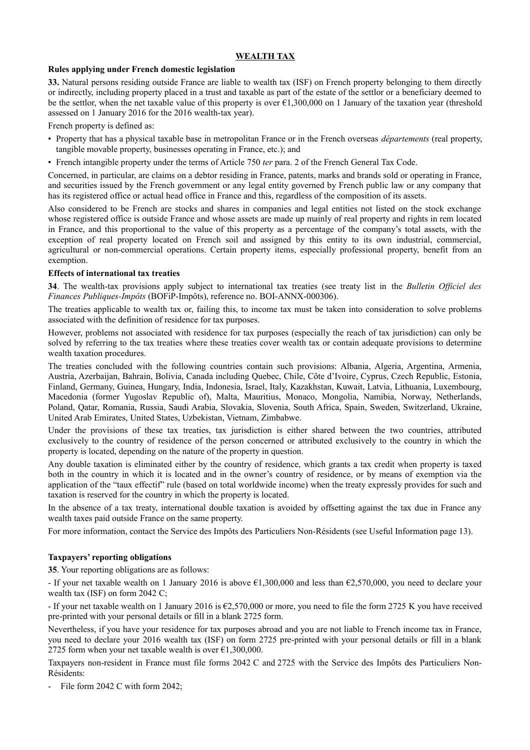## WEALTH TAX

### Rules applying under French domestic legislation

**33.** Natural persons residing outside France are liable to wealth tax (ISF) on French property belonging to them directly or indirectly, including property placed in a trust and taxable as part of the estate of the settlor or a beneficiary deemed to be the settlor, when the net taxable value of this property is over €1,300,000 on 1 January of the taxation year (threshold assessed on 1 January 2016 for the 2016 wealth-tax year).

French property is defined as:

- Property that has a physical taxable base in metropolitan France or in the French overseas *départements* (real property, tangible movable property, businesses operating in France, etc.); and
- French intangible property under the terms of Article 750 *ter* para. 2 of the French General Tax Code.

Concerned, in particular, are claims on a debtor residing in France, patents, marks and brands sold or operating in France, and securities issued by the French government or any legal entity governed by French public law or any company that has its registered office or actual head office in France and this, regardless of the composition of its assets.

Also considered to be French are stocks and shares in companies and legal entities not listed on the stock exchange whose registered office is outside France and whose assets are made up mainly of real property and rights in rem located in France, and this proportional to the value of this property as a percentage of the company's total assets, with the exception of real property located on French soil and assigned by this entity to its own industrial, commercial, agricultural or non-commercial operations. Certain property items, especially professional property, benefit from an exemption.

### Effects of international tax treaties

**34**. The wealth-tax provisions apply subject to international tax treaties (see treaty list in the *Bulletin Officiel des Finances Publiques-Impôts* (BOFiP-Impôts), reference no. BOI-ANNX-000306).

The treaties applicable to wealth tax or, failing this, to income tax must be taken into consideration to solve problems associated with the definition of residence for tax purposes.

However, problems not associated with residence for tax purposes (especially the reach of tax jurisdiction) can only be solved by referring to the tax treaties where these treaties cover wealth tax or contain adequate provisions to determine wealth taxation procedures.

The treaties concluded with the following countries contain such provisions: Albania, Algeria, Argentina, Armenia, Austria, Azerbaijan, Bahrain, Bolivia, Canada including Quebec, Chile, Côte d'Ivoire, Cyprus, Czech Republic, Estonia, Finland, Germany, Guinea, Hungary, India, Indonesia, Israel, Italy, Kazakhstan, Kuwait, Latvia, Lithuania, Luxembourg, Macedonia (former Yugoslav Republic of), Malta, Mauritius, Monaco, Mongolia, Namibia, Norway, Netherlands, Poland, Qatar, Romania, Russia, Saudi Arabia, Slovakia, Slovenia, South Africa, Spain, Sweden, Switzerland, Ukraine, United Arab Emirates, United States, Uzbekistan, Vietnam, Zimbabwe.

Under the provisions of these tax treaties, tax jurisdiction is either shared between the two countries, attributed exclusively to the country of residence of the person concerned or attributed exclusively to the country in which the property is located, depending on the nature of the property in question.

Any double taxation is eliminated either by the country of residence, which grants a tax credit when property is taxed both in the country in which it is located and in the owner's country of residence, or by means of exemption via the application of the "taux effectif" rule (based on total worldwide income) when the treaty expressly provides for such and taxation is reserved for the country in which the property is located.

In the absence of a tax treaty, international double taxation is avoided by offsetting against the tax due in France any wealth taxes paid outside France on the same property.

For more information, contact the Service des Impôts des Particuliers Non-Résidents (see Useful Information page 13).

### Taxpayers' reporting obligations

**35**. Your reporting obligations are as follows:

- If your net taxable wealth on 1 January 2016 is above €1,300,000 and less than €2,570,000, you need to declare your wealth tax (ISF) on form 2042 C;

- If your net taxable wealth on 1 January 2016 is €2,570,000 or more, you need to file the form 2725 K you have received pre-printed with your personal details or fill in a blank 2725 form.

Nevertheless, if you have your residence for tax purposes abroad and you are not liable to French income tax in France, you need to declare your 2016 wealth tax (ISF) on form 2725 pre-printed with your personal details or fill in a blank 2725 form when your net taxable wealth is over €1,300,000.

Taxpayers non-resident in France must file forms 2042 C and 2725 with the Service des Impôts des Particuliers Non-Résidents:

- File form 2042 C with form 2042;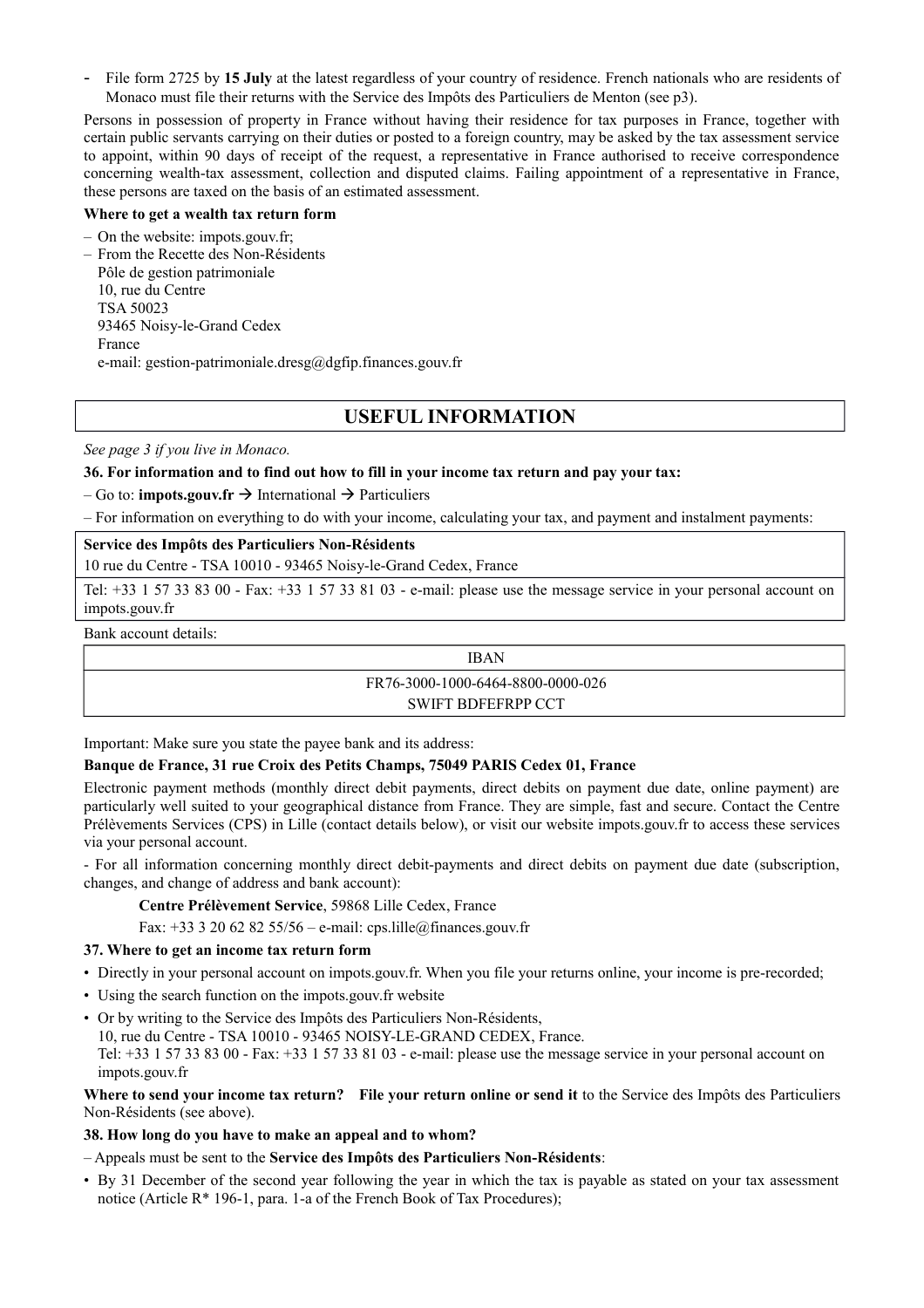- File form 2725 by **15 July** at the latest regardless of your country of residence. French nationals who are residents of Monaco must file their returns with the Service des Impôts des Particuliers de Menton (see p3).

Persons in possession of property in France without having their residence for tax purposes in France, together with certain public servants carrying on their duties or posted to a foreign country, may be asked by the tax assessment service to appoint, within 90 days of receipt of the request, a representative in France authorised to receive correspondence concerning wealth-tax assessment, collection and disputed claims. Failing appointment of a representative in France, these persons are taxed on the basis of an estimated assessment.

**Where to get a wealth tax return form**

– On the website: impots.gouv.fr;
– From the Recette des Non-Résidents
  Pôle de gestion patrimoniale
  10, rue du Centre
  TSA 50023
  93465 Noisy-le-Grand Cedex
  France
  e-mail: gestion-patrimoniale.dresg@dgfip.finances.gouv.fr

## USEFUL INFORMATION

*See page 3 if you live in Monaco.*

**36. For information and to find out how to fill in your income tax return and pay your tax:**

– Go to: **impots.gouv.fr** → International → Particuliers

– For information on everything to do with your income, calculating your tax, and payment and instalment payments:

**Service des Impôts des Particuliers Non-Résidents**
10 rue du Centre - TSA 10010 - 93465 Noisy-le-Grand Cedex, France

Tel: +33 1 57 33 83 00 - Fax: +33 1 57 33 81 03 - e-mail: please use the message service in your personal account on impots.gouv.fr

Bank account details:

| IBAN |
| --- |
| FR76-3000-1000-6464-8800-0000-026<br>SWIFT BDFEFRPP CCT |

Important: Make sure you state the payee bank and its address:

**Banque de France, 31 rue Croix des Petits Champs, 75049 PARIS Cedex 01, France**

Electronic payment methods (monthly direct debit payments, direct debits on payment due date, online payment) are particularly well suited to your geographical distance from France. They are simple, fast and secure. Contact the Centre Prélèvements Services (CPS) in Lille (contact details below), or visit our website impots.gouv.fr to access these services via your personal account.

- For all information concerning monthly direct debit-payments and direct debits on payment due date (subscription, changes, and change of address and bank account):

  **Centre Prélèvement Service**, 59868 Lille Cedex, France
  Fax: +33 3 20 62 82 55/56 – e-mail: cps.lille@finances.gouv.fr

**37. Where to get an income tax return form**

- Directly in your personal account on impots.gouv.fr. When you file your returns online, your income is pre-recorded;
- Using the search function on the impots.gouv.fr website
- Or by writing to the Service des Impôts des Particuliers Non-Résidents,
  10, rue du Centre - TSA 10010 - 93465 NOISY-LE-GRAND CEDEX, France.
  Tel: +33 1 57 33 83 00 - Fax: +33 1 57 33 81 03 - e-mail: please use the message service in your personal account on impots.gouv.fr

**Where to send your income tax return? File your return online or send it** to the Service des Impôts des Particuliers Non-Résidents (see above).

**38. How long do you have to make an appeal and to whom?**

– Appeals must be sent to the **Service des Impôts des Particuliers Non-Résidents**:

- By 31 December of the second year following the year in which the tax is payable as stated on your tax assessment notice (Article R* 196-1, para. 1-a of the French Book of Tax Procedures);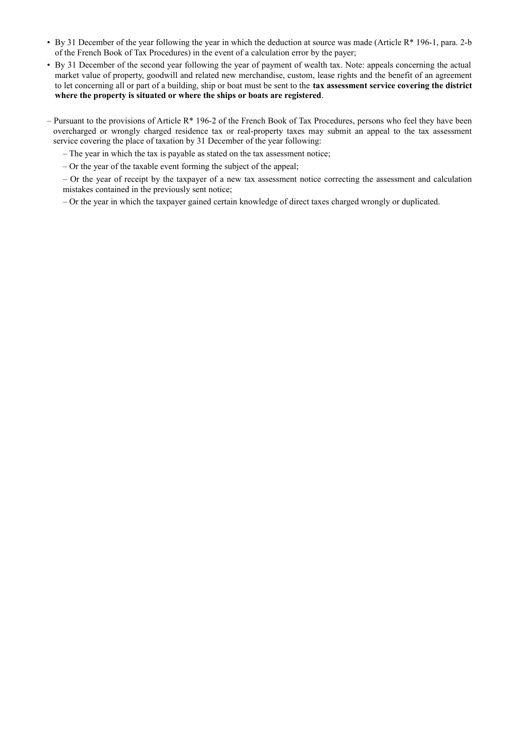- By 31 December of the year following the year in which the deduction at source was made (Article R* 196-1, para. 2-b of the French Book of Tax Procedures) in the event of a calculation error by the payer;
- By 31 December of the second year following the year of payment of wealth tax. Note: appeals concerning the actual market value of property, goodwill and related new merchandise, custom, lease rights and the benefit of an agreement to let concerning all or part of a building, ship or boat must be sent to the **tax assessment service covering the district where the property is situated or where the ships or boats are registered**.

– Pursuant to the provisions of Article R* 196-2 of the French Book of Tax Procedures, persons who feel they have been overcharged or wrongly charged residence tax or real-property taxes may submit an appeal to the tax assessment service covering the place of taxation by 31 December of the year following:

  – The year in which the tax is payable as stated on the tax assessment notice;

  – Or the year of the taxable event forming the subject of the appeal;

  – Or the year of receipt by the taxpayer of a new tax assessment notice correcting the assessment and calculation mistakes contained in the previously sent notice;

  – Or the year in which the taxpayer gained certain knowledge of direct taxes charged wrongly or duplicated.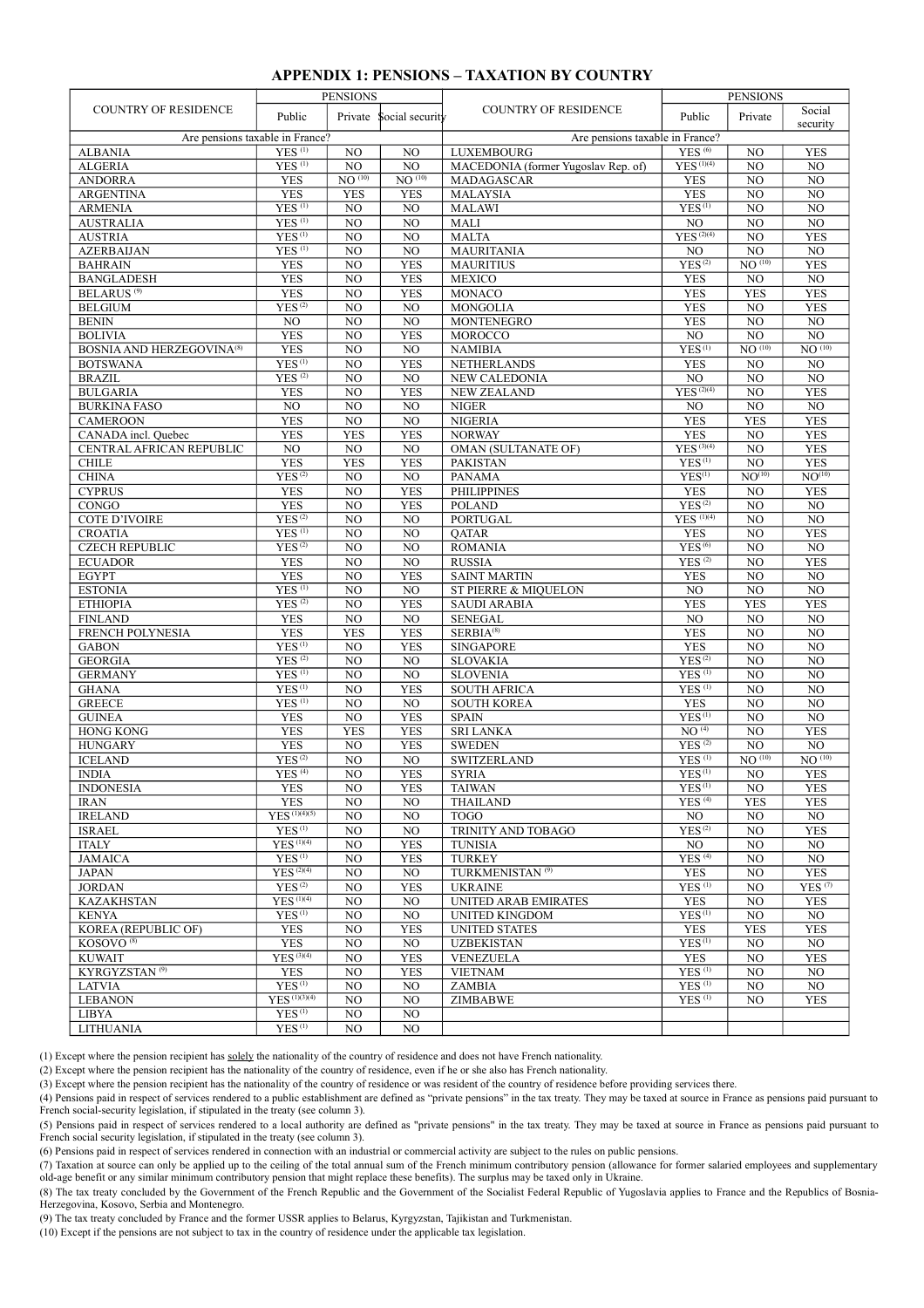# APPENDIX 1: PENSIONS – TAXATION BY COUNTRY

| COUNTRY OF RESIDENCE | PENSIONS | | | COUNTRY OF RESIDENCE | PENSIONS | | |
|---|---|---|---|---|---|---|---|
| | Public | Private | Social security | | Public | Private | Social security |
| Are pensions taxable in France? | | | | Are pensions taxable in France? | | | |
| ALBANIA | YES [(1)] | NO | NO | LUXEMBOURG | YES [(6)] | NO | YES |
| ALGERIA | YES [(1)] | NO | NO | MACEDONIA (former Yugoslav Rep. of) | YES [(1)(4)] | NO | NO |
| ANDORRA | YES | NO [(10)] | NO [(10)] | MADAGASCAR | YES | NO | NO |
| ARGENTINA | YES | YES | YES | MALAYSIA | YES | NO | NO |
| ARMENIA | YES [(1)] | NO | NO | MALAWI | YES [(1)] | NO | NO |
| AUSTRALIA | YES [(1)] | NO | NO | MALI | NO | NO | NO |
| AUSTRIA | YES [(1)] | NO | NO | MALTA | YES [(2)(4)] | NO | YES |
| AZERBAIJAN | YES [(1)] | NO | NO | MAURITANIA | NO | NO | NO |
| BAHRAIN | YES | NO | YES | MAURITIUS | YES [(2)] | NO [(10)] | YES |
| BANGLADESH | YES | NO | YES | MEXICO | YES | NO | NO |
| BELARUS [(9)] | YES | NO | YES | MONACO | YES | YES | YES |
| BELGIUM | YES [(2)] | NO | NO | MONGOLIA | YES | NO | YES |
| BENIN | NO | NO | NO | MONTENEGRO | YES | NO | NO |
| BOLIVIA | YES | NO | YES | MOROCCO | NO | NO | NO |
| BOSNIA AND HERZEGOVINA[(8)] | YES | NO | NO | NAMIBIA | YES [(1)] | NO [(10)] | NO [(10)] |
| BOTSWANA | YES [(1)] | NO | YES | NETHERLANDS | YES | NO | NO |
| BRAZIL | YES [(2)] | NO | NO | NEW CALEDONIA | NO | NO | NO |
| BULGARIA | YES | NO | YES | NEW ZEALAND | YES [(2)(4)] | NO | YES |
| BURKINA FASO | NO | NO | NO | NIGER | NO | NO | NO |
| CAMEROON | YES | NO | NO | NIGERIA | YES | YES | YES |
| CANADA incl. Quebec | YES | YES | YES | NORWAY | YES | NO | YES |
| CENTRAL AFRICAN REPUBLIC | NO | NO | NO | OMAN (SULTANATE OF) | YES [(3)(4)] | NO | YES |
| CHILE | YES | YES | YES | PAKISTAN | YES [(1)] | NO | YES |
| CHINA | YES [(2)] | NO | NO | PANAMA | YES[(1)] | NO[(10)] | NO[(10)] |
| CYPRUS | YES | NO | YES | PHILIPPINES | YES | NO | YES |
| CONGO | YES | NO | YES | POLAND | YES [(2)] | NO | NO |
| COTE D'IVOIRE | YES [(2)] | NO | NO | PORTUGAL | YES [(1)(4)] | NO | NO |
| CROATIA | YES [(1)] | NO | NO | QATAR | YES | NO | YES |
| CZECH REPUBLIC | YES [(2)] | NO | NO | ROMANIA | YES [(6)] | NO | NO |
| ECUADOR | YES | NO | NO | RUSSIA | YES [(2)] | NO | YES |
| EGYPT | YES | NO | YES | SAINT MARTIN | YES | NO | NO |
| ESTONIA | YES [(1)] | NO | NO | ST PIERRE & MIQUELON | NO | NO | NO |
| ETHIOPIA | YES [(2)] | NO | YES | SAUDI ARABIA | YES | YES | YES |
| FINLAND | YES | NO | NO | SENEGAL | NO | NO | NO |
| FRENCH POLYNESIA | YES | YES | YES | SERBIA[(8)] | YES | NO | NO |
| GABON | YES [(1)] | NO | YES | SINGAPORE | YES | NO | NO |
| GEORGIA | YES [(2)] | NO | NO | SLOVAKIA | YES [(2)] | NO | NO |
| GERMANY | YES [(1)] | NO | NO | SLOVENIA | YES [(1)] | NO | NO |
| GHANA | YES [(1)] | NO | YES | SOUTH AFRICA | YES [(1)] | NO | NO |
| GREECE | YES [(1)] | NO | NO | SOUTH KOREA | YES | NO | NO |
| GUINEA | YES | NO | YES | SPAIN | YES [(1)] | NO | NO |
| HONG KONG | YES | YES | YES | SRI LANKA | NO [(4)] | NO | YES |
| HUNGARY | YES | NO | YES | SWEDEN | YES [(2)] | NO | NO |
| ICELAND | YES [(2)] | NO | NO | SWITZERLAND | YES [(1)] | NO [(10)] | NO [(10)] |
| INDIA | YES [(4)] | NO | YES | SYRIA | YES [(1)] | NO | YES |
| INDONESIA | YES | NO | YES | TAIWAN | YES [(1)] | NO | YES |
| IRAN | YES | NO | NO | THAILAND | YES [(4)] | YES | YES |
| IRELAND | YES [(1)(4)(5)] | NO | NO | TOGO | NO | NO | NO |
| ISRAEL | YES [(1)] | NO | NO | TRINITY AND TOBAGO | YES [(2)] | NO | YES |
| ITALY | YES [(1)(4)] | NO | YES | TUNISIA | NO | NO | NO |
| JAMAICA | YES [(1)] | NO | YES | TURKEY | YES [(4)] | NO | NO |
| JAPAN | YES [(2)(4)] | NO | NO | TURKMENISTAN [(9)] | YES | NO | YES |
| JORDAN | YES [(2)] | NO | YES | UKRAINE | YES [(1)] | NO | YES [(7)] |
| KAZAKHSTAN | YES [(1)(4)] | NO | NO | UNITED ARAB EMIRATES | YES | NO | YES |
| KENYA | YES [(1)] | NO | NO | UNITED KINGDOM | YES [(1)] | NO | NO |
| KOREA (REPUBLIC OF) | YES | NO | YES | UNITED STATES | YES | YES | YES |
| KOSOVO [(8)] | YES | NO | NO | UZBEKISTAN | YES [(1)] | NO | NO |
| KUWAIT | YES [(3)(4)] | NO | YES | VENEZUELA | YES | NO | YES |
| KYRGYZSTAN [(9)] | YES | NO | YES | VIETNAM | YES [(1)] | NO | NO |
| LATVIA | YES [(1)] | NO | NO | ZAMBIA | YES [(1)] | NO | NO |
| LEBANON | YES [(1)(3)(4)] | NO | NO | ZIMBABWE | YES [(1)] | NO | YES |
| LIBYA | YES [(1)] | NO | NO | | | | |
| LITHUANIA | YES [(1)] | NO | NO | | | | |

(1) Except where the pension recipient has solely the nationality of the country of residence and does not have French nationality.

(2) Except where the pension recipient has the nationality of the country of residence, even if he or she also has French nationality.

(3) Except where the pension recipient has the nationality of the country of residence or was resident of the country of residence before providing services there.

(4) Pensions paid in respect of services rendered to a public establishment are defined as "private pensions" in the tax treaty. They may be taxed at source in France as pensions paid pursuant to French social-security legislation, if stipulated in the treaty (see column 3).

(5) Pensions paid in respect of services rendered to a local authority are defined as "private pensions" in the tax treaty. They may be taxed at source in France as pensions paid pursuant to French social security legislation, if stipulated in the treaty (see column 3).

(6) Pensions paid in respect of services rendered in connection with an industrial or commercial activity are subject to the rules on public pensions.

(7) Taxation at source can only be applied up to the ceiling of the total annual sum of the French minimum contributory pension (allowance for former salaried employees and supplementary old-age benefit or any similar minimum contributory pension that might replace these benefits). The surplus may be taxed only in Ukraine.

(8) The tax treaty concluded by the Government of the French Republic and the Government of the Socialist Federal Republic of Yugoslavia applies to France and the Republics of Bosnia-Herzegovina, Kosovo, Serbia and Montenegro.

(9) The tax treaty concluded by France and the former USSR applies to Belarus, Kyrgyzstan, Tajikistan and Turkmenistan.

(10) Except if the pensions are not subject to tax in the country of residence under the applicable tax legislation.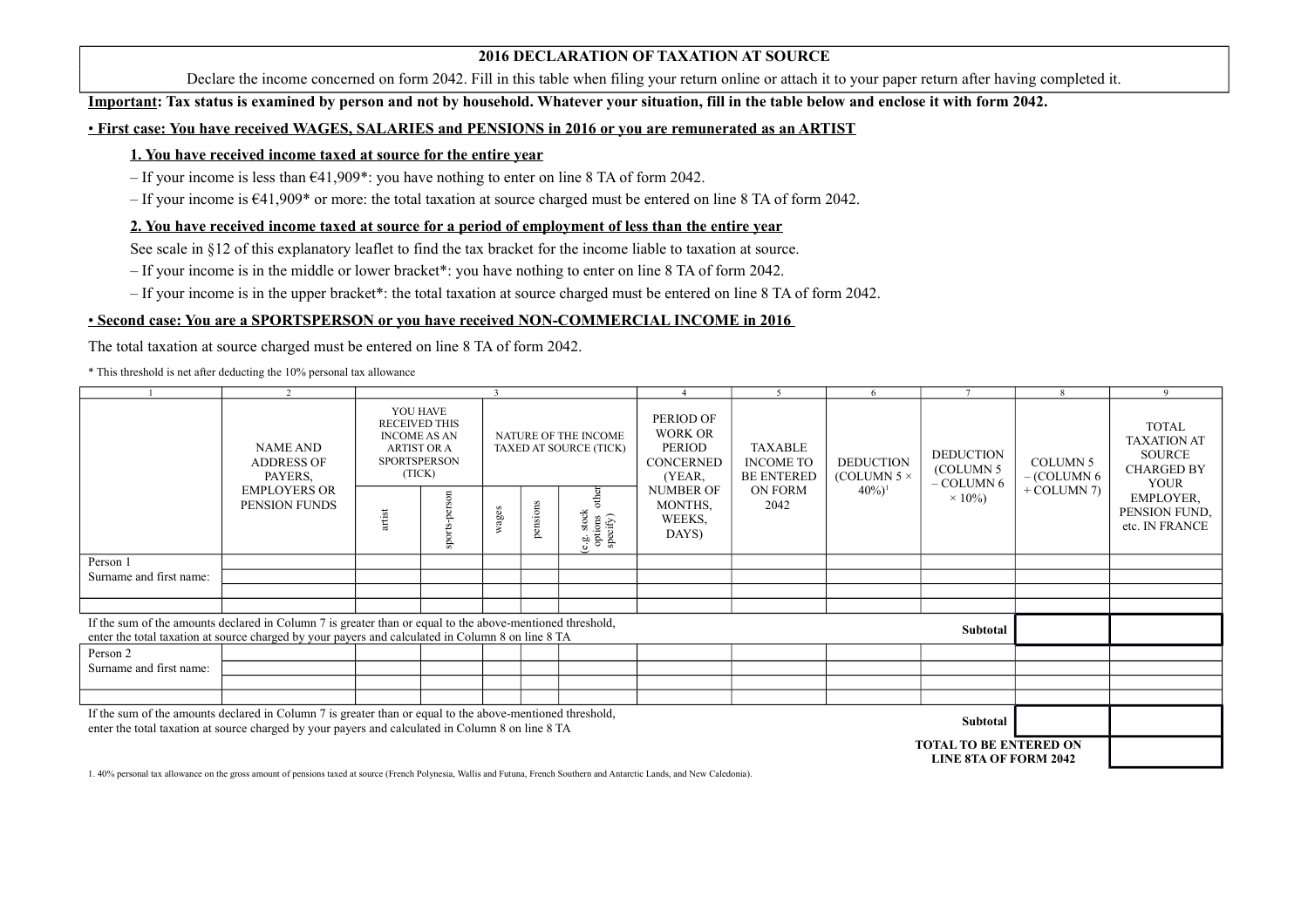# 2016 DECLARATION OF TAXATION AT SOURCE

Declare the income concerned on form 2042. Fill in this table when filing your return online or attach it to your paper return after having completed it.

**Important: Tax status is examined by person and not by household. Whatever your situation, fill in the table below and enclose it with form 2042.**

**• First case: You have received WAGES, SALARIES and PENSIONS in 2016 or you are remunerated as an ARTIST**

**1. You have received income taxed at source for the entire year**

– If your income is less than €41,909*: you have nothing to enter on line 8 TA of form 2042.

– If your income is €41,909* or more: the total taxation at source charged must be entered on line 8 TA of form 2042.

**2. You have received income taxed at source for a period of employment of less than the entire year**

See scale in §12 of this explanatory leaflet to find the tax bracket for the income liable to taxation at source.

– If your income is in the middle or lower bracket*: you have nothing to enter on line 8 TA of form 2042.

– If your income is in the upper bracket*: the total taxation at source charged must be entered on line 8 TA of form 2042.

**• Second case: You are a SPORTSPERSON or you have received NON-COMMERCIAL INCOME in 2016**

The total taxation at source charged must be entered on line 8 TA of form 2042.

\* This threshold is net after deducting the 10% personal tax allowance

| 1 | 2 | 3 | | | | | 4 | 5 | 6 | 7 | 8 | 9 |
|---|---|---|---|---|---|---|---|---|---|---|---|---|
| | NAME AND ADDRESS OF PAYERS, EMPLOYERS OR PENSION FUNDS | YOU HAVE RECEIVED THIS INCOME AS AN ARTIST OR A SPORTSPERSON (TICK) | | NATURE OF THE INCOME TAXED AT SOURCE (TICK) | | | PERIOD OF WORK OR PERIOD CONCERNED (YEAR, NUMBER OF MONTHS, WEEKS, DAYS) | TAXABLE INCOME TO BE ENTERED ON FORM 2042 | DEDUCTION (COLUMN 5 × 40%)[1] | DEDUCTION (COLUMN 5 – COLUMN 6 × 10%) | COLUMN 5 – (COLUMN 6 + COLUMN 7) | TOTAL TAXATION AT SOURCE CHARGED BY YOUR EMPLOYER, PENSION FUND, etc. IN FRANCE |
| | | artist | sports-person | wages | pensions | other (e.g. stock options specify) | | | | | | |
| Person 1<br>Surname and first name: | | | | | | | | | | | | |
| | | | | | | | | | | | | |
| | | | | | | | | | | | | |
| | | | | | | | | | | | | |
| If the sum of the amounts declared in Column 7 is greater than or equal to the above-mentioned threshold, enter the total taxation at source charged by your payers and calculated in Column 8 on line 8 TA | | | | | | | | | | **Subtotal** | | |
| Person 2<br>Surname and first name: | | | | | | | | | | | | |
| | | | | | | | | | | | | |
| | | | | | | | | | | | | |
| | | | | | | | | | | | | |
| If the sum of the amounts declared in Column 7 is greater than or equal to the above-mentioned threshold, enter the total taxation at source charged by your payers and calculated in Column 8 on line 8 TA | | | | | | | | | | **Subtotal** | | |
| | | | | | | | | | | **TOTAL TO BE ENTERED ON LINE 8TA OF FORM 2042** | | |

1. 40% personal tax allowance on the gross amount of pensions taxed at source (French Polynesia, Wallis and Futuna, French Southern and Antarctic Lands, and New Caledonia).